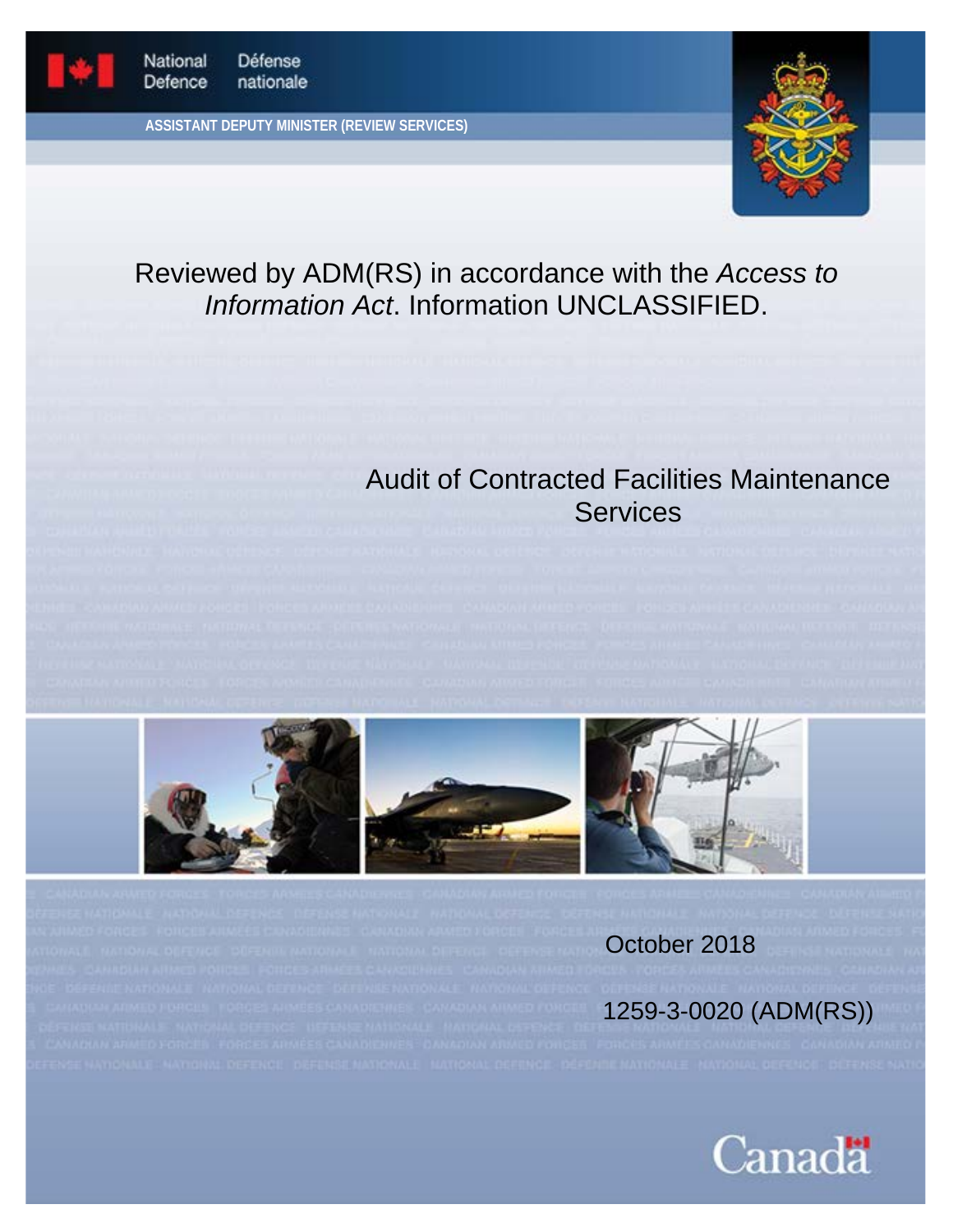National Defence Défense nationale

ASSISTANT DEPUTY MINISTER (REVIEW SERVICES)

Reviewed by ADM(RS) in accordance with the *Access to Information Act*. Information UNCLASSIFIED.

# Audit of Contracted Facilities Maintenance Services

October 2018

1259-3-0020 (ADM(RS))

Canada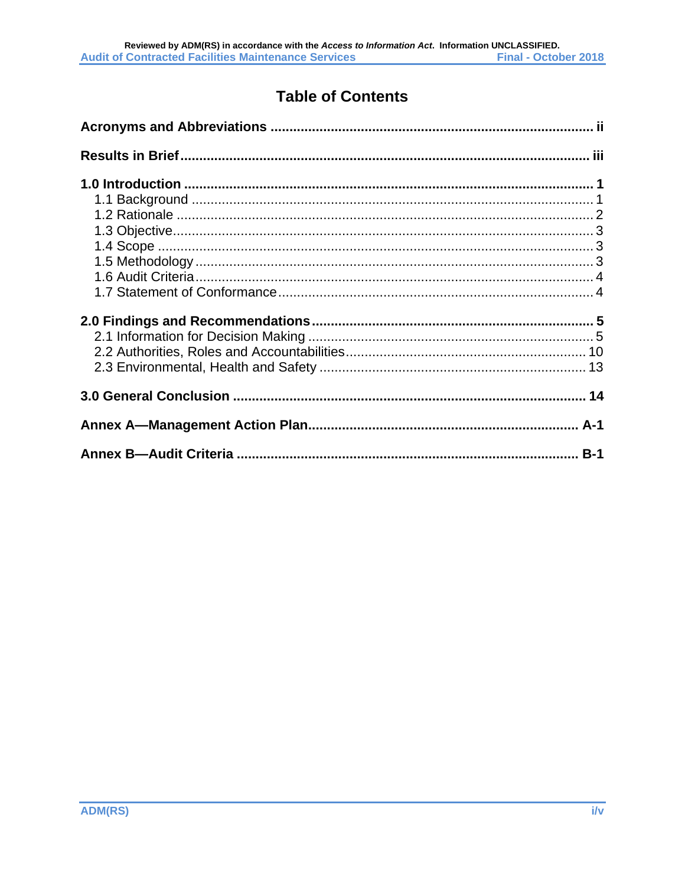# Table of Contents

**Acronyms and Abbreviations** ..................................................... ii

**Results in Brief** ..................................................... iii

**1.0 Introduction** ..................................................... 1

- 1.1 Background ..................................................... 1
- 1.2 Rationale ..................................................... 2
- 1.3 Objective ..................................................... 3
- 1.4 Scope ..................................................... 3
- 1.5 Methodology ..................................................... 3
- 1.6 Audit Criteria ..................................................... 4
- 1.7 Statement of Conformance ..................................................... 4

**2.0 Findings and Recommendations** ..................................................... 5

- 2.1 Information for Decision Making ..................................................... 5
- 2.2 Authorities, Roles and Accountabilities ..................................................... 10
- 2.3 Environmental, Health and Safety ..................................................... 13

**3.0 General Conclusion** ..................................................... 14

**Annex A—Management Action Plan** ..................................................... A-1

**Annex B—Audit Criteria** ..................................................... B-1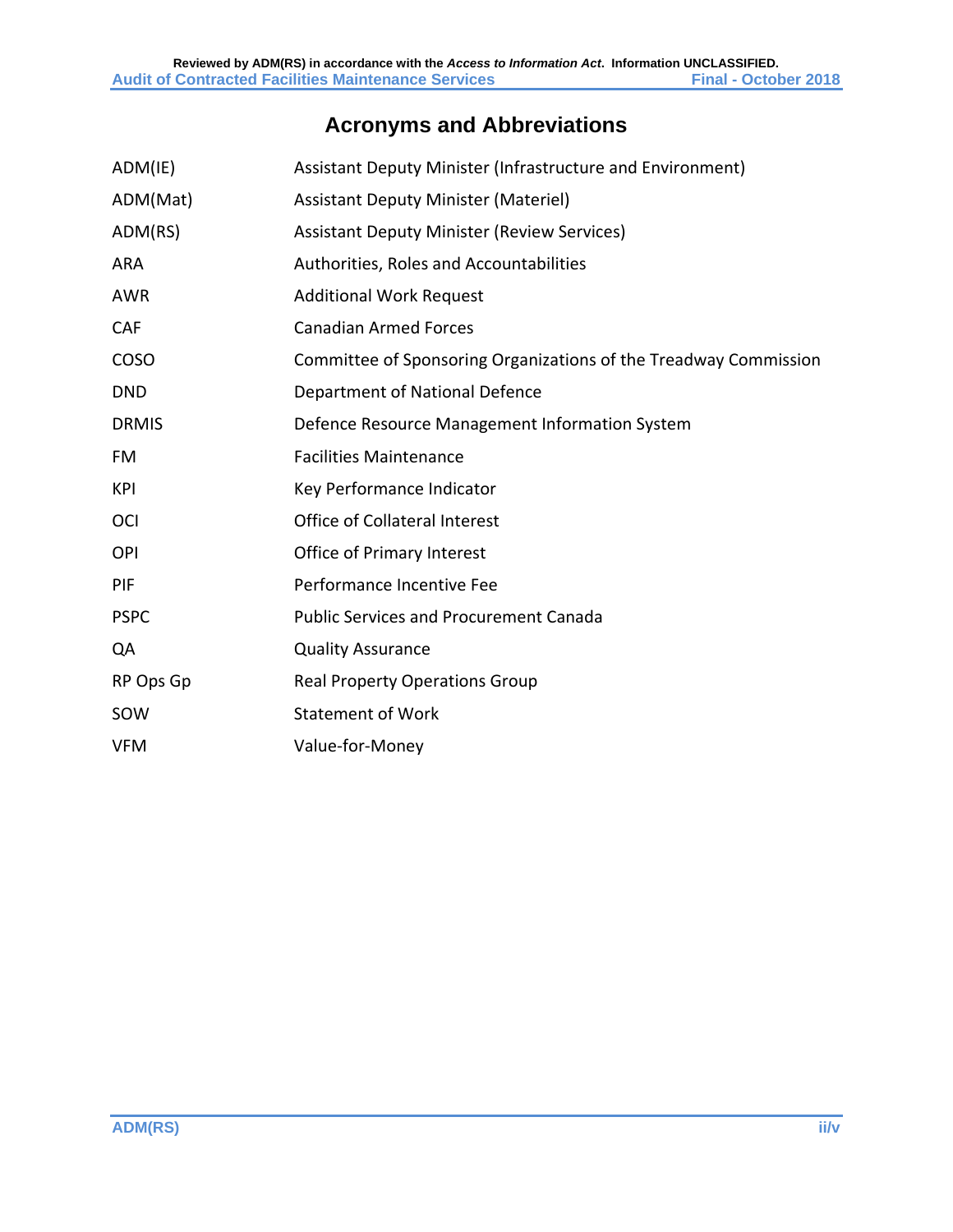# Acronyms and Abbreviations

| | |
|---|---|
| ADM(IE) | Assistant Deputy Minister (Infrastructure and Environment) |
| ADM(Mat) | Assistant Deputy Minister (Materiel) |
| ADM(RS) | Assistant Deputy Minister (Review Services) |
| ARA | Authorities, Roles and Accountabilities |
| AWR | Additional Work Request |
| CAF | Canadian Armed Forces |
| COSO | Committee of Sponsoring Organizations of the Treadway Commission |
| DND | Department of National Defence |
| DRMIS | Defence Resource Management Information System |
| FM | Facilities Maintenance |
| KPI | Key Performance Indicator |
| OCI | Office of Collateral Interest |
| OPI | Office of Primary Interest |
| PIF | Performance Incentive Fee |
| PSPC | Public Services and Procurement Canada |
| QA | Quality Assurance |
| RP Ops Gp | Real Property Operations Group |
| SOW | Statement of Work |
| VFM | Value-for-Money |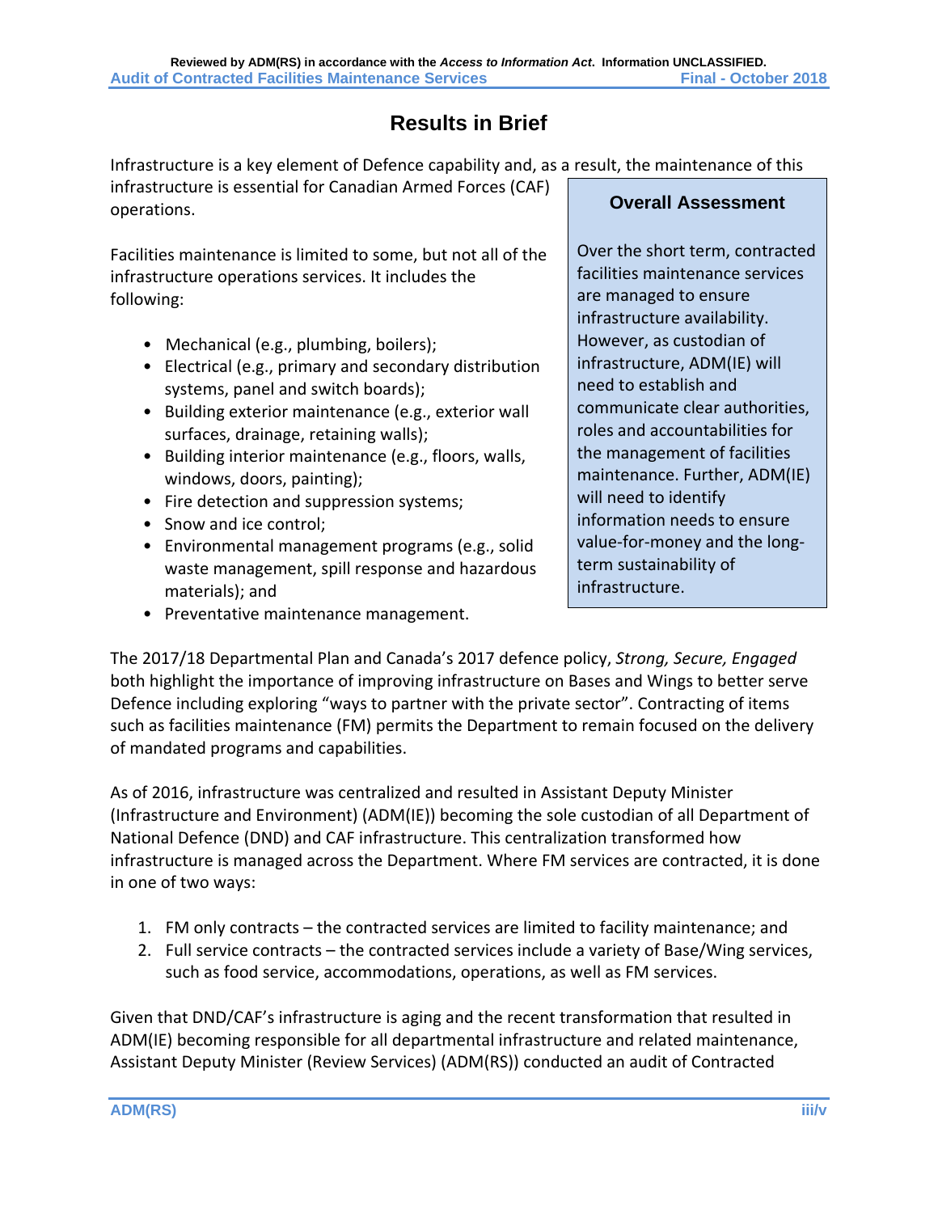# Results in Brief

Infrastructure is a key element of Defence capability and, as a result, the maintenance of this infrastructure is essential for Canadian Armed Forces (CAF) operations.

> **Overall Assessment**
>
> Over the short term, contracted facilities maintenance services are managed to ensure infrastructure availability. However, as custodian of infrastructure, ADM(IE) will need to establish and communicate clear authorities, roles and accountabilities for the management of facilities maintenance. Further, ADM(IE) will need to identify information needs to ensure value-for-money and the long-term sustainability of infrastructure.

Facilities maintenance is limited to some, but not all of the infrastructure operations services. It includes the following:

- Mechanical (e.g., plumbing, boilers);
- Electrical (e.g., primary and secondary distribution systems, panel and switch boards);
- Building exterior maintenance (e.g., exterior wall surfaces, drainage, retaining walls);
- Building interior maintenance (e.g., floors, walls, windows, doors, painting);
- Fire detection and suppression systems;
- Snow and ice control;
- Environmental management programs (e.g., solid waste management, spill response and hazardous materials); and
- Preventative maintenance management.

The 2017/18 Departmental Plan and Canada's 2017 defence policy, *Strong, Secure, Engaged* both highlight the importance of improving infrastructure on Bases and Wings to better serve Defence including exploring "ways to partner with the private sector". Contracting of items such as facilities maintenance (FM) permits the Department to remain focused on the delivery of mandated programs and capabilities.

As of 2016, infrastructure was centralized and resulted in Assistant Deputy Minister (Infrastructure and Environment) (ADM(IE)) becoming the sole custodian of all Department of National Defence (DND) and CAF infrastructure. This centralization transformed how infrastructure is managed across the Department. Where FM services are contracted, it is done in one of two ways:

1. FM only contracts – the contracted services are limited to facility maintenance; and
2. Full service contracts – the contracted services include a variety of Base/Wing services, such as food service, accommodations, operations, as well as FM services.

Given that DND/CAF's infrastructure is aging and the recent transformation that resulted in ADM(IE) becoming responsible for all departmental infrastructure and related maintenance, Assistant Deputy Minister (Review Services) (ADM(RS)) conducted an audit of Contracted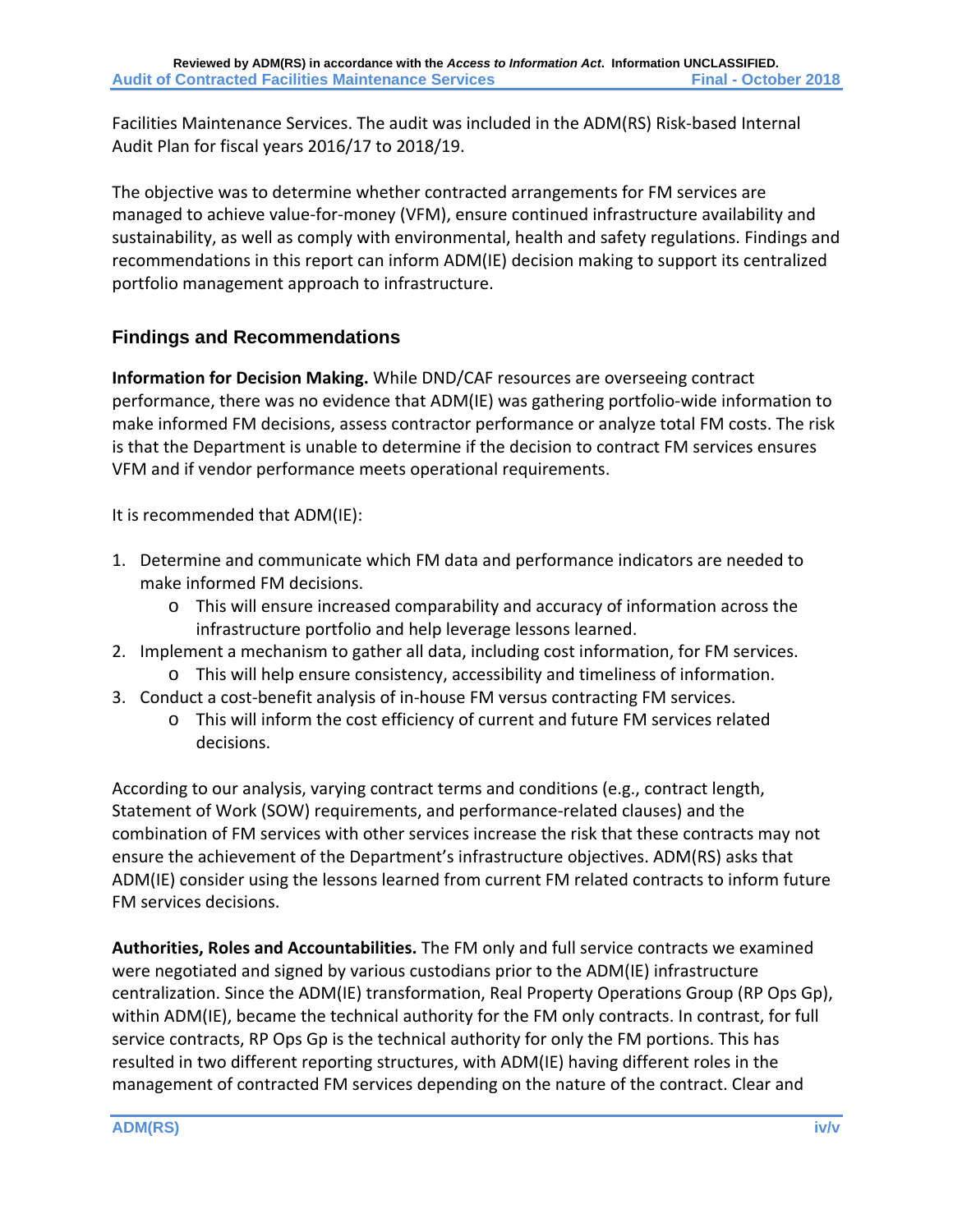Facilities Maintenance Services. The audit was included in the ADM(RS) Risk-based Internal Audit Plan for fiscal years 2016/17 to 2018/19.

The objective was to determine whether contracted arrangements for FM services are managed to achieve value-for-money (VFM), ensure continued infrastructure availability and sustainability, as well as comply with environmental, health and safety regulations. Findings and recommendations in this report can inform ADM(IE) decision making to support its centralized portfolio management approach to infrastructure.

## Findings and Recommendations

**Information for Decision Making.** While DND/CAF resources are overseeing contract performance, there was no evidence that ADM(IE) was gathering portfolio-wide information to make informed FM decisions, assess contractor performance or analyze total FM costs. The risk is that the Department is unable to determine if the decision to contract FM services ensures VFM and if vendor performance meets operational requirements.

It is recommended that ADM(IE):

1. Determine and communicate which FM data and performance indicators are needed to make informed FM decisions.
   - This will ensure increased comparability and accuracy of information across the infrastructure portfolio and help leverage lessons learned.
2. Implement a mechanism to gather all data, including cost information, for FM services.
   - This will help ensure consistency, accessibility and timeliness of information.
3. Conduct a cost-benefit analysis of in-house FM versus contracting FM services.
   - This will inform the cost efficiency of current and future FM services related decisions.

According to our analysis, varying contract terms and conditions (e.g., contract length, Statement of Work (SOW) requirements, and performance-related clauses) and the combination of FM services with other services increase the risk that these contracts may not ensure the achievement of the Department's infrastructure objectives. ADM(RS) asks that ADM(IE) consider using the lessons learned from current FM related contracts to inform future FM services decisions.

**Authorities, Roles and Accountabilities.** The FM only and full service contracts we examined were negotiated and signed by various custodians prior to the ADM(IE) infrastructure centralization. Since the ADM(IE) transformation, Real Property Operations Group (RP Ops Gp), within ADM(IE), became the technical authority for the FM only contracts. In contrast, for full service contracts, RP Ops Gp is the technical authority for only the FM portions. This has resulted in two different reporting structures, with ADM(IE) having different roles in the management of contracted FM services depending on the nature of the contract. Clear and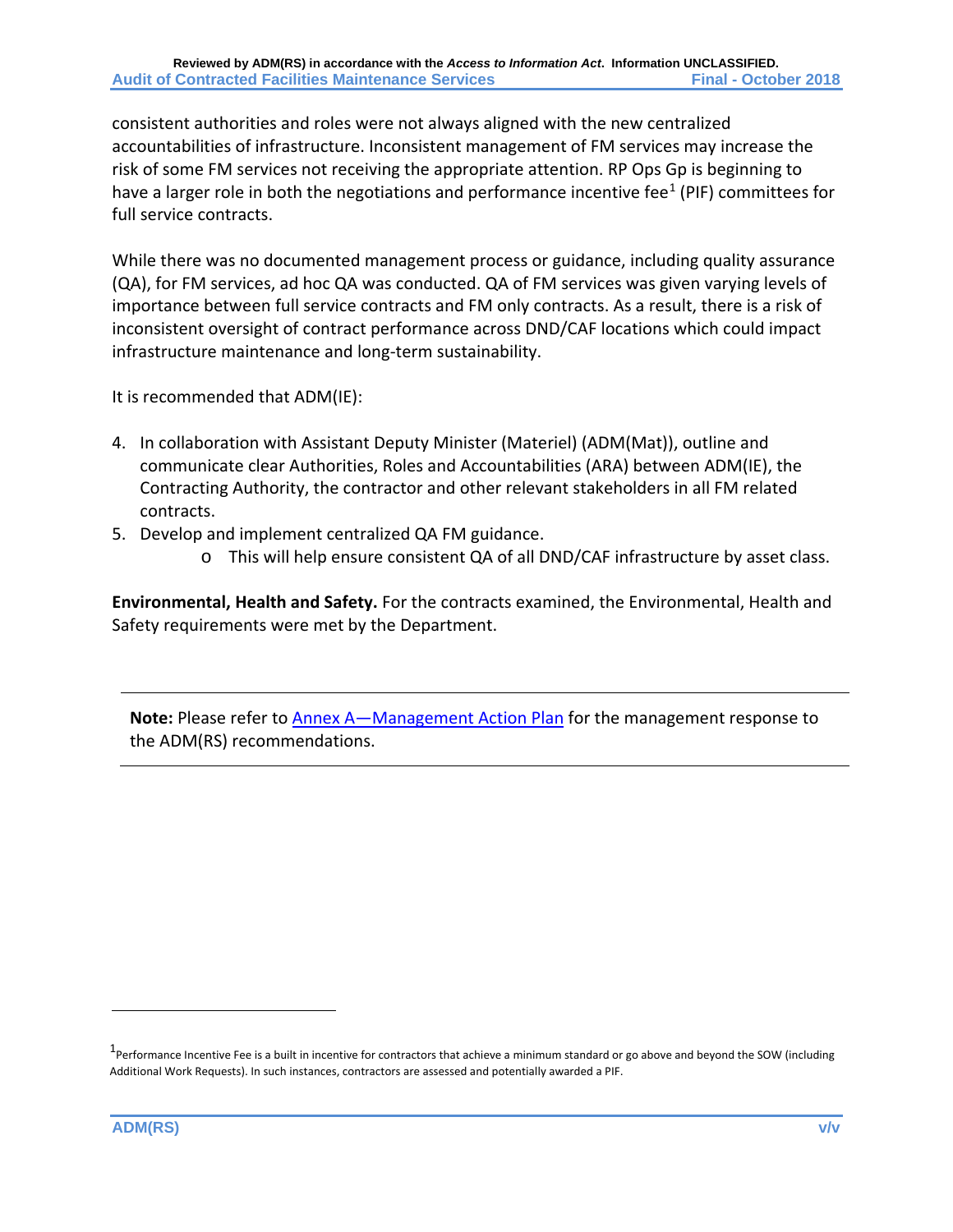consistent authorities and roles were not always aligned with the new centralized accountabilities of infrastructure. Inconsistent management of FM services may increase the risk of some FM services not receiving the appropriate attention. RP Ops Gp is beginning to have a larger role in both the negotiations and performance incentive fee[1] (PIF) committees for full service contracts.

While there was no documented management process or guidance, including quality assurance (QA), for FM services, ad hoc QA was conducted. QA of FM services was given varying levels of importance between full service contracts and FM only contracts. As a result, there is a risk of inconsistent oversight of contract performance across DND/CAF locations which could impact infrastructure maintenance and long-term sustainability.

It is recommended that ADM(IE):

4. In collaboration with Assistant Deputy Minister (Materiel) (ADM(Mat)), outline and communicate clear Authorities, Roles and Accountabilities (ARA) between ADM(IE), the Contracting Authority, the contractor and other relevant stakeholders in all FM related contracts.
5. Develop and implement centralized QA FM guidance.
   - This will help ensure consistent QA of all DND/CAF infrastructure by asset class.

**Environmental, Health and Safety.** For the contracts examined, the Environmental, Health and Safety requirements were met by the Department.

---

**Note:** Please refer to [Annex A—Management Action Plan](#) for the management response to the ADM(RS) recommendations.

---

[1] Performance Incentive Fee is a built in incentive for contractors that achieve a minimum standard or go above and beyond the SOW (including Additional Work Requests). In such instances, contractors are assessed and potentially awarded a PIF.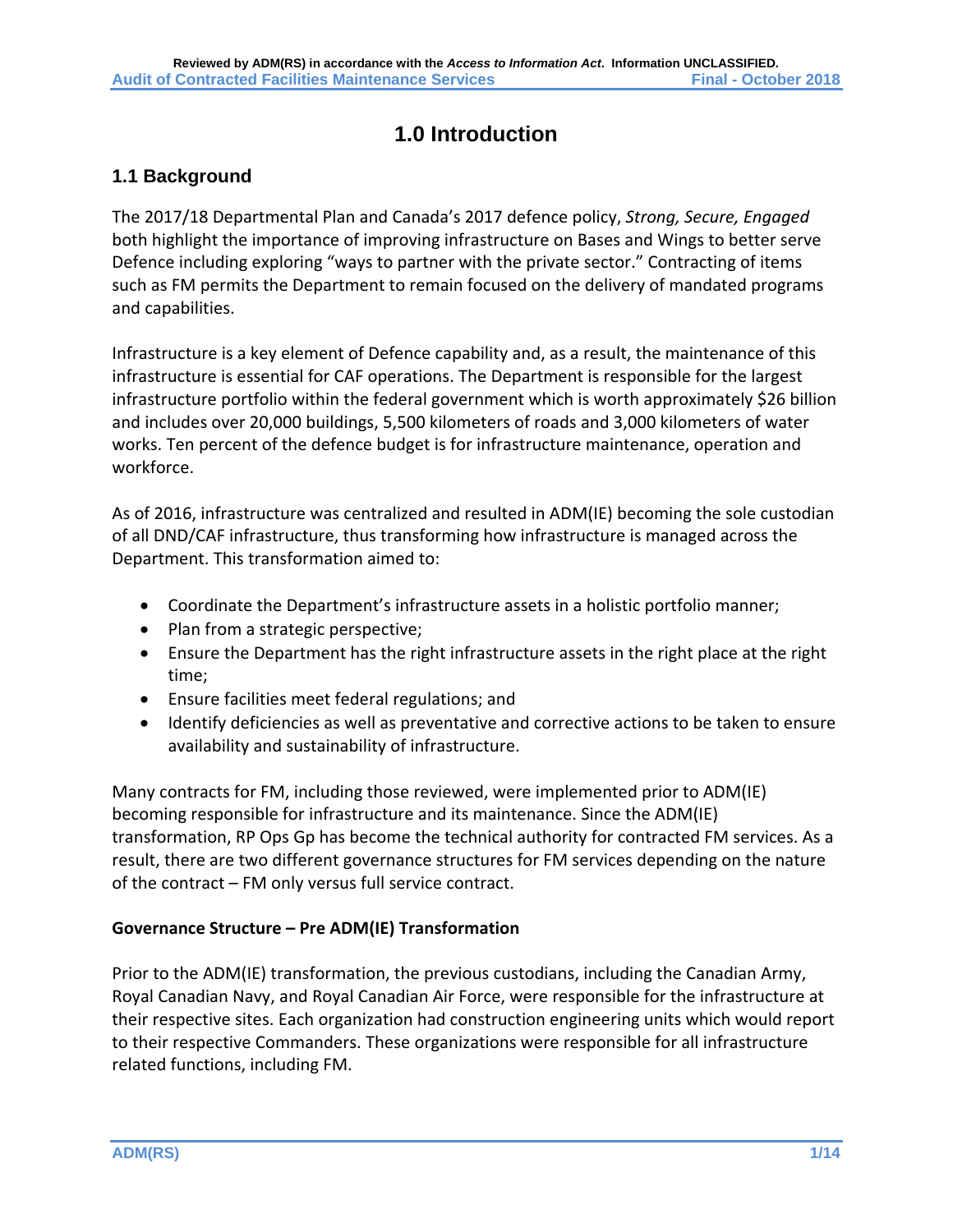# 1.0 Introduction

## 1.1 Background

The 2017/18 Departmental Plan and Canada's 2017 defence policy, *Strong, Secure, Engaged* both highlight the importance of improving infrastructure on Bases and Wings to better serve Defence including exploring "ways to partner with the private sector." Contracting of items such as FM permits the Department to remain focused on the delivery of mandated programs and capabilities.

Infrastructure is a key element of Defence capability and, as a result, the maintenance of this infrastructure is essential for CAF operations. The Department is responsible for the largest infrastructure portfolio within the federal government which is worth approximately $26 billion and includes over 20,000 buildings, 5,500 kilometers of roads and 3,000 kilometers of water works. Ten percent of the defence budget is for infrastructure maintenance, operation and workforce.

As of 2016, infrastructure was centralized and resulted in ADM(IE) becoming the sole custodian of all DND/CAF infrastructure, thus transforming how infrastructure is managed across the Department. This transformation aimed to:

- Coordinate the Department's infrastructure assets in a holistic portfolio manner;
- Plan from a strategic perspective;
- Ensure the Department has the right infrastructure assets in the right place at the right time;
- Ensure facilities meet federal regulations; and
- Identify deficiencies as well as preventative and corrective actions to be taken to ensure availability and sustainability of infrastructure.

Many contracts for FM, including those reviewed, were implemented prior to ADM(IE) becoming responsible for infrastructure and its maintenance. Since the ADM(IE) transformation, RP Ops Gp has become the technical authority for contracted FM services. As a result, there are two different governance structures for FM services depending on the nature of the contract – FM only versus full service contract.

**Governance Structure – Pre ADM(IE) Transformation**

Prior to the ADM(IE) transformation, the previous custodians, including the Canadian Army, Royal Canadian Navy, and Royal Canadian Air Force, were responsible for the infrastructure at their respective sites. Each organization had construction engineering units which would report to their respective Commanders. These organizations were responsible for all infrastructure related functions, including FM.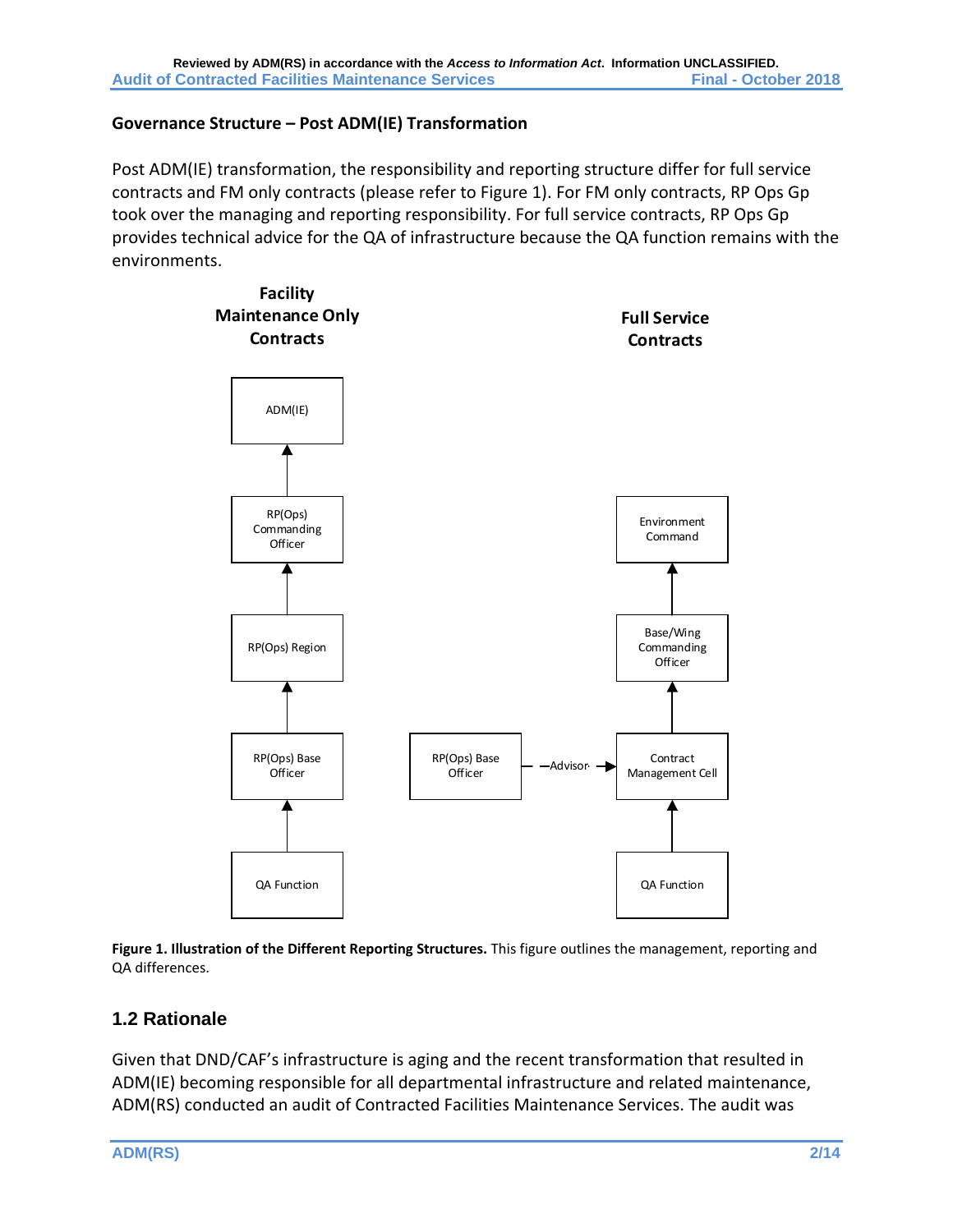### Governance Structure – Post ADM(IE) Transformation

Post ADM(IE) transformation, the responsibility and reporting structure differ for full service contracts and FM only contracts (please refer to Figure 1). For FM only contracts, RP Ops Gp took over the managing and reporting responsibility. For full service contracts, RP Ops Gp provides technical advice for the QA of infrastructure because the QA function remains with the environments.

**Facility Maintenance Only Contracts**

QA Function → RP(Ops) Base Officer → RP(Ops) Region → RP(Ops) Commanding Officer → ADM(IE)

**Full Service Contracts**

QA Function → Contract Management Cell → Base/Wing Commanding Officer → Environment Command

RP(Ops) Base Officer - - Advisor - -→ Contract Management Cell

**Figure 1. Illustration of the Different Reporting Structures.** This figure outlines the management, reporting and QA differences.

## 1.2 Rationale

Given that DND/CAF's infrastructure is aging and the recent transformation that resulted in ADM(IE) becoming responsible for all departmental infrastructure and related maintenance, ADM(RS) conducted an audit of Contracted Facilities Maintenance Services. The audit was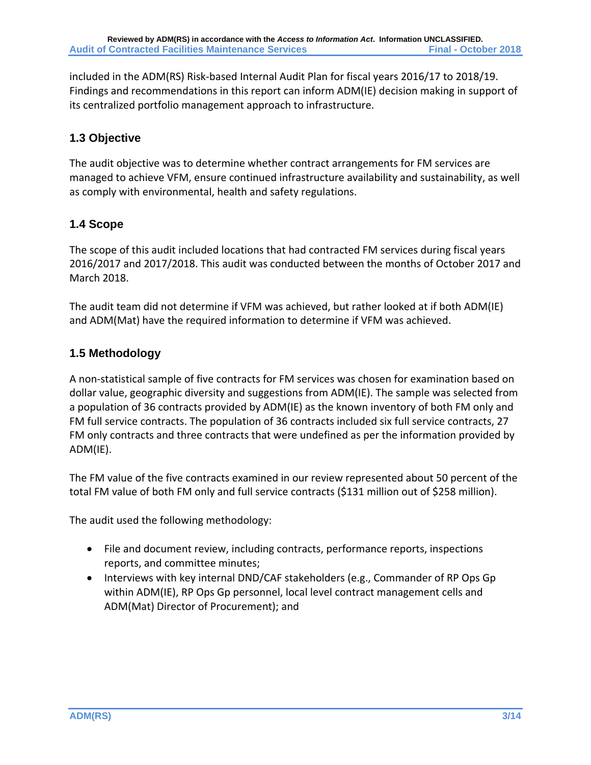included in the ADM(RS) Risk-based Internal Audit Plan for fiscal years 2016/17 to 2018/19. Findings and recommendations in this report can inform ADM(IE) decision making in support of its centralized portfolio management approach to infrastructure.

### 1.3 Objective

The audit objective was to determine whether contract arrangements for FM services are managed to achieve VFM, ensure continued infrastructure availability and sustainability, as well as comply with environmental, health and safety regulations.

### 1.4 Scope

The scope of this audit included locations that had contracted FM services during fiscal years 2016/2017 and 2017/2018. This audit was conducted between the months of October 2017 and March 2018.

The audit team did not determine if VFM was achieved, but rather looked at if both ADM(IE) and ADM(Mat) have the required information to determine if VFM was achieved.

### 1.5 Methodology

A non-statistical sample of five contracts for FM services was chosen for examination based on dollar value, geographic diversity and suggestions from ADM(IE). The sample was selected from a population of 36 contracts provided by ADM(IE) as the known inventory of both FM only and FM full service contracts. The population of 36 contracts included six full service contracts, 27 FM only contracts and three contracts that were undefined as per the information provided by ADM(IE).

The FM value of the five contracts examined in our review represented about 50 percent of the total FM value of both FM only and full service contracts ($131 million out of $258 million).

The audit used the following methodology:

- File and document review, including contracts, performance reports, inspections reports, and committee minutes;
- Interviews with key internal DND/CAF stakeholders (e.g., Commander of RP Ops Gp within ADM(IE), RP Ops Gp personnel, local level contract management cells and ADM(Mat) Director of Procurement); and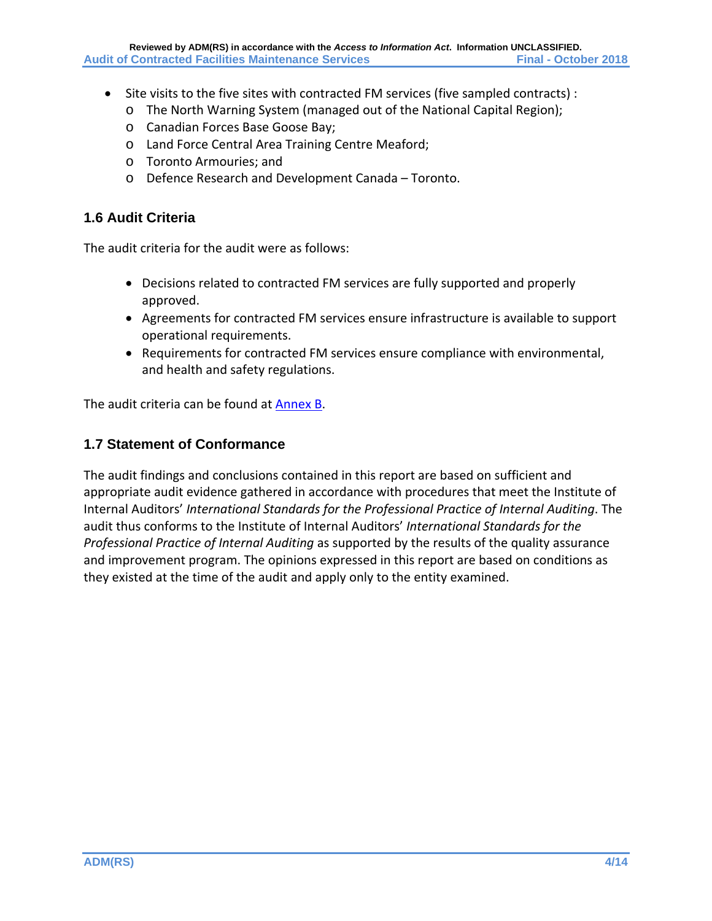- Site visits to the five sites with contracted FM services (five sampled contracts) :
  - The North Warning System (managed out of the National Capital Region);
  - Canadian Forces Base Goose Bay;
  - Land Force Central Area Training Centre Meaford;
  - Toronto Armouries; and
  - Defence Research and Development Canada – Toronto.

### 1.6 Audit Criteria

The audit criteria for the audit were as follows:

- Decisions related to contracted FM services are fully supported and properly approved.
- Agreements for contracted FM services ensure infrastructure is available to support operational requirements.
- Requirements for contracted FM services ensure compliance with environmental, and health and safety regulations.

The audit criteria can be found at Annex B.

### 1.7 Statement of Conformance

The audit findings and conclusions contained in this report are based on sufficient and appropriate audit evidence gathered in accordance with procedures that meet the Institute of Internal Auditors' *International Standards for the Professional Practice of Internal Auditing*. The audit thus conforms to the Institute of Internal Auditors' *International Standards for the Professional Practice of Internal Auditing* as supported by the results of the quality assurance and improvement program. The opinions expressed in this report are based on conditions as they existed at the time of the audit and apply only to the entity examined.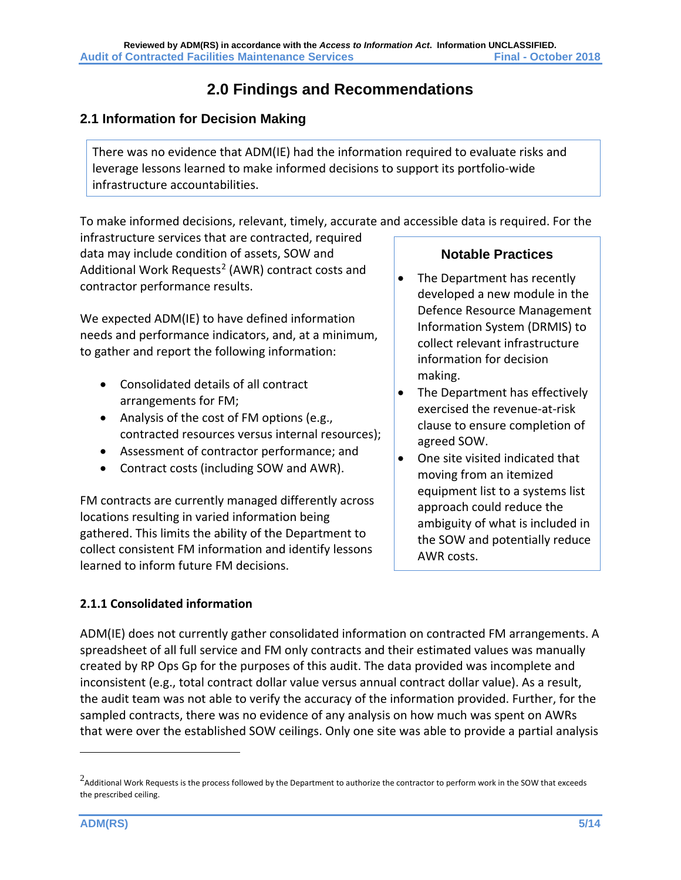# 2.0 Findings and Recommendations

## 2.1 Information for Decision Making

There was no evidence that ADM(IE) had the information required to evaluate risks and leverage lessons learned to make informed decisions to support its portfolio-wide infrastructure accountabilities.

To make informed decisions, relevant, timely, accurate and accessible data is required. For the infrastructure services that are contracted, required data may include condition of assets, SOW and Additional Work Requests[2] (AWR) contract costs and contractor performance results.

We expected ADM(IE) to have defined information needs and performance indicators, and, at a minimum, to gather and report the following information:

- Consolidated details of all contract arrangements for FM;
- Analysis of the cost of FM options (e.g., contracted resources versus internal resources);
- Assessment of contractor performance; and
- Contract costs (including SOW and AWR).

FM contracts are currently managed differently across locations resulting in varied information being gathered. This limits the ability of the Department to collect consistent FM information and identify lessons learned to inform future FM decisions.

**Notable Practices**

- The Department has recently developed a new module in the Defence Resource Management Information System (DRMIS) to collect relevant infrastructure information for decision making.
- The Department has effectively exercised the revenue-at-risk clause to ensure completion of agreed SOW.
- One site visited indicated that moving from an itemized equipment list to a systems list approach could reduce the ambiguity of what is included in the SOW and potentially reduce AWR costs.

### 2.1.1 Consolidated information

ADM(IE) does not currently gather consolidated information on contracted FM arrangements. A spreadsheet of all full service and FM only contracts and their estimated values was manually created by RP Ops Gp for the purposes of this audit. The data provided was incomplete and inconsistent (e.g., total contract dollar value versus annual contract dollar value). As a result, the audit team was not able to verify the accuracy of the information provided. Further, for the sampled contracts, there was no evidence of any analysis on how much was spent on AWRs that were over the established SOW ceilings. Only one site was able to provide a partial analysis

[2] Additional Work Requests is the process followed by the Department to authorize the contractor to perform work in the SOW that exceeds the prescribed ceiling.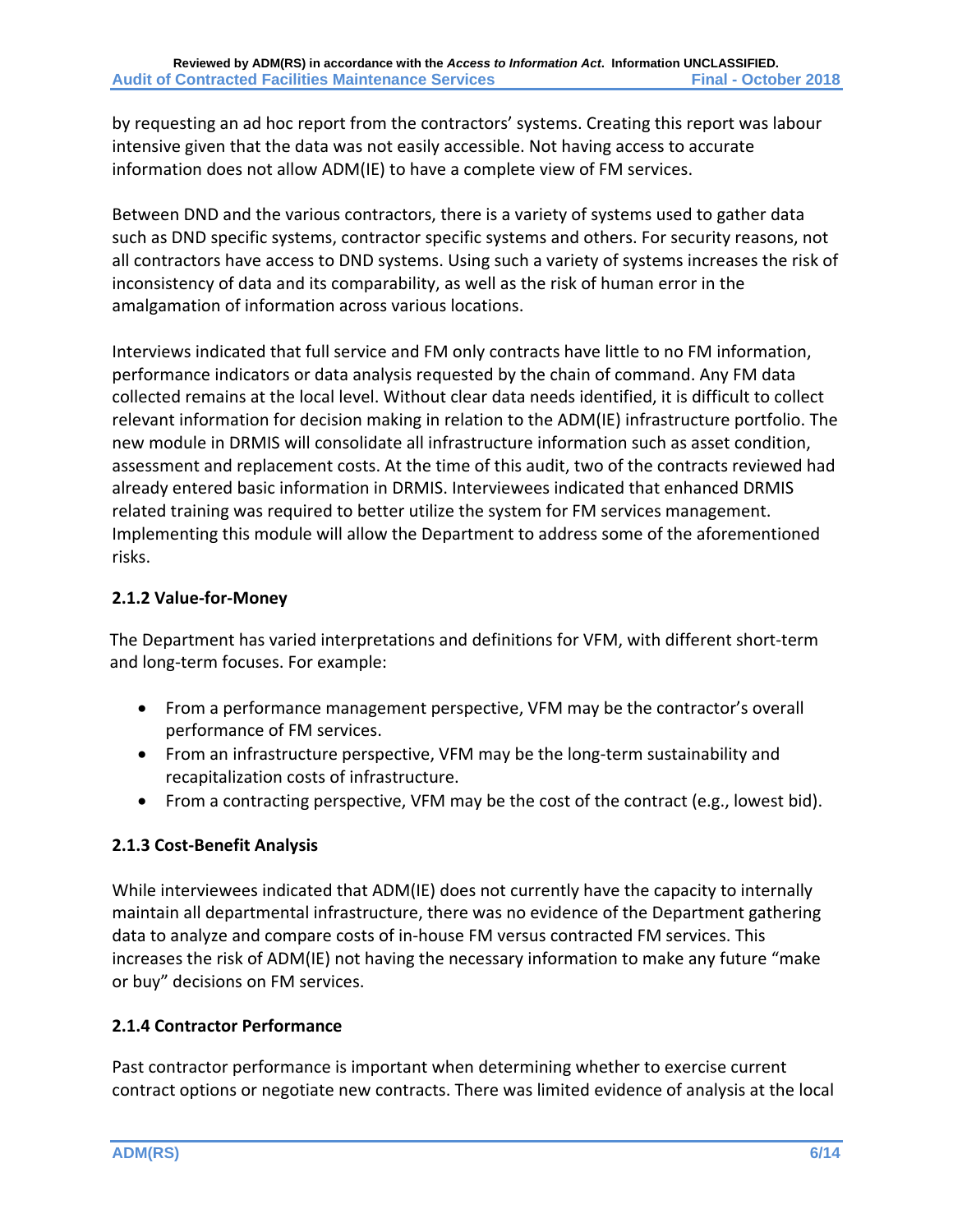by requesting an ad hoc report from the contractors' systems. Creating this report was labour intensive given that the data was not easily accessible. Not having access to accurate information does not allow ADM(IE) to have a complete view of FM services.

Between DND and the various contractors, there is a variety of systems used to gather data such as DND specific systems, contractor specific systems and others. For security reasons, not all contractors have access to DND systems. Using such a variety of systems increases the risk of inconsistency of data and its comparability, as well as the risk of human error in the amalgamation of information across various locations.

Interviews indicated that full service and FM only contracts have little to no FM information, performance indicators or data analysis requested by the chain of command. Any FM data collected remains at the local level. Without clear data needs identified, it is difficult to collect relevant information for decision making in relation to the ADM(IE) infrastructure portfolio. The new module in DRMIS will consolidate all infrastructure information such as asset condition, assessment and replacement costs. At the time of this audit, two of the contracts reviewed had already entered basic information in DRMIS. Interviewees indicated that enhanced DRMIS related training was required to better utilize the system for FM services management. Implementing this module will allow the Department to address some of the aforementioned risks.

### 2.1.2 Value-for-Money

The Department has varied interpretations and definitions for VFM, with different short-term and long-term focuses. For example:

- From a performance management perspective, VFM may be the contractor's overall performance of FM services.
- From an infrastructure perspective, VFM may be the long-term sustainability and recapitalization costs of infrastructure.
- From a contracting perspective, VFM may be the cost of the contract (e.g., lowest bid).

### 2.1.3 Cost-Benefit Analysis

While interviewees indicated that ADM(IE) does not currently have the capacity to internally maintain all departmental infrastructure, there was no evidence of the Department gathering data to analyze and compare costs of in-house FM versus contracted FM services. This increases the risk of ADM(IE) not having the necessary information to make any future "make or buy" decisions on FM services.

### 2.1.4 Contractor Performance

Past contractor performance is important when determining whether to exercise current contract options or negotiate new contracts. There was limited evidence of analysis at the local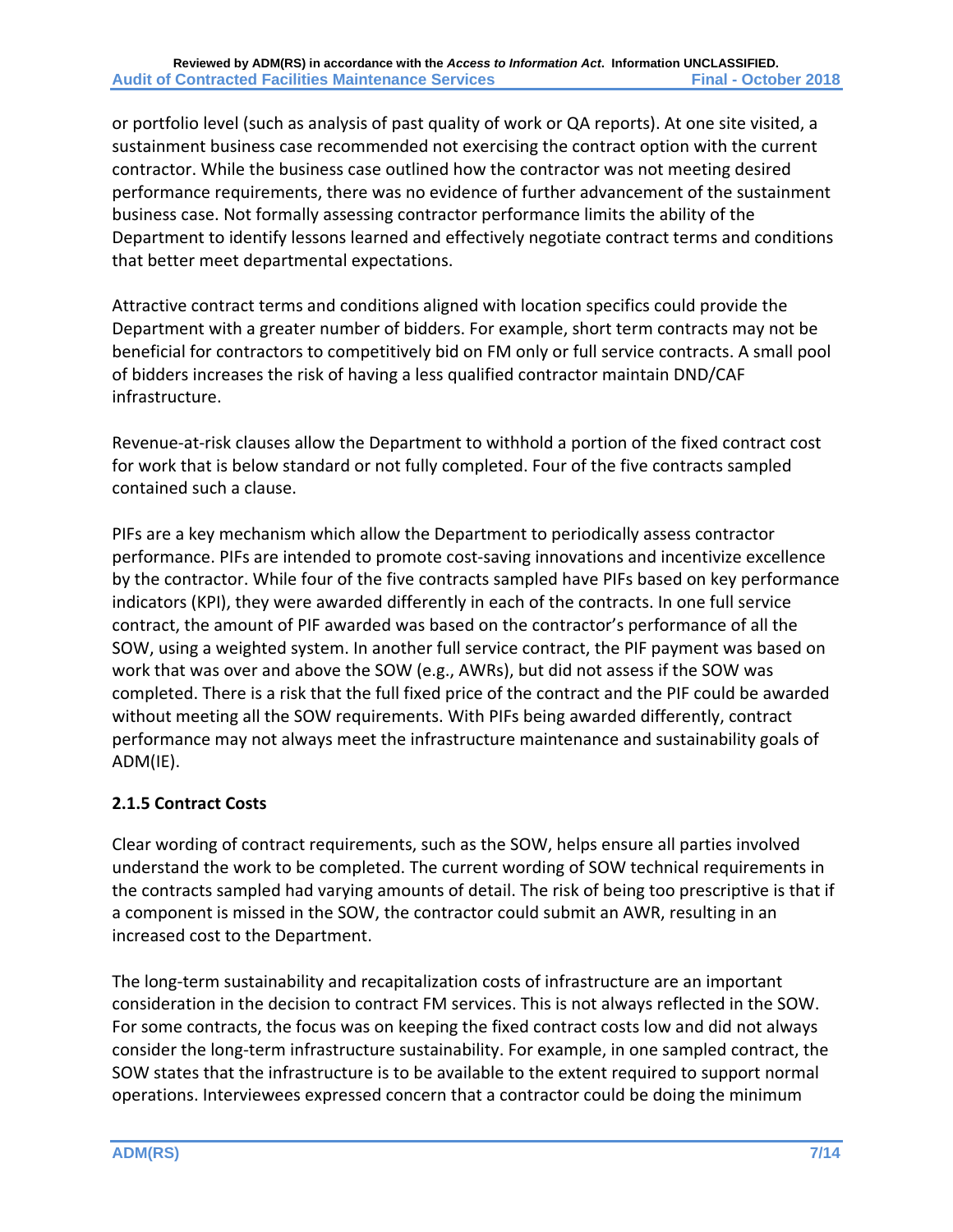or portfolio level (such as analysis of past quality of work or QA reports). At one site visited, a sustainment business case recommended not exercising the contract option with the current contractor. While the business case outlined how the contractor was not meeting desired performance requirements, there was no evidence of further advancement of the sustainment business case. Not formally assessing contractor performance limits the ability of the Department to identify lessons learned and effectively negotiate contract terms and conditions that better meet departmental expectations.

Attractive contract terms and conditions aligned with location specifics could provide the Department with a greater number of bidders. For example, short term contracts may not be beneficial for contractors to competitively bid on FM only or full service contracts. A small pool of bidders increases the risk of having a less qualified contractor maintain DND/CAF infrastructure.

Revenue-at-risk clauses allow the Department to withhold a portion of the fixed contract cost for work that is below standard or not fully completed. Four of the five contracts sampled contained such a clause.

PIFs are a key mechanism which allow the Department to periodically assess contractor performance. PIFs are intended to promote cost-saving innovations and incentivize excellence by the contractor. While four of the five contracts sampled have PIFs based on key performance indicators (KPI), they were awarded differently in each of the contracts. In one full service contract, the amount of PIF awarded was based on the contractor's performance of all the SOW, using a weighted system. In another full service contract, the PIF payment was based on work that was over and above the SOW (e.g., AWRs), but did not assess if the SOW was completed. There is a risk that the full fixed price of the contract and the PIF could be awarded without meeting all the SOW requirements. With PIFs being awarded differently, contract performance may not always meet the infrastructure maintenance and sustainability goals of ADM(IE).

### 2.1.5 Contract Costs

Clear wording of contract requirements, such as the SOW, helps ensure all parties involved understand the work to be completed. The current wording of SOW technical requirements in the contracts sampled had varying amounts of detail. The risk of being too prescriptive is that if a component is missed in the SOW, the contractor could submit an AWR, resulting in an increased cost to the Department.

The long-term sustainability and recapitalization costs of infrastructure are an important consideration in the decision to contract FM services. This is not always reflected in the SOW. For some contracts, the focus was on keeping the fixed contract costs low and did not always consider the long-term infrastructure sustainability. For example, in one sampled contract, the SOW states that the infrastructure is to be available to the extent required to support normal operations. Interviewees expressed concern that a contractor could be doing the minimum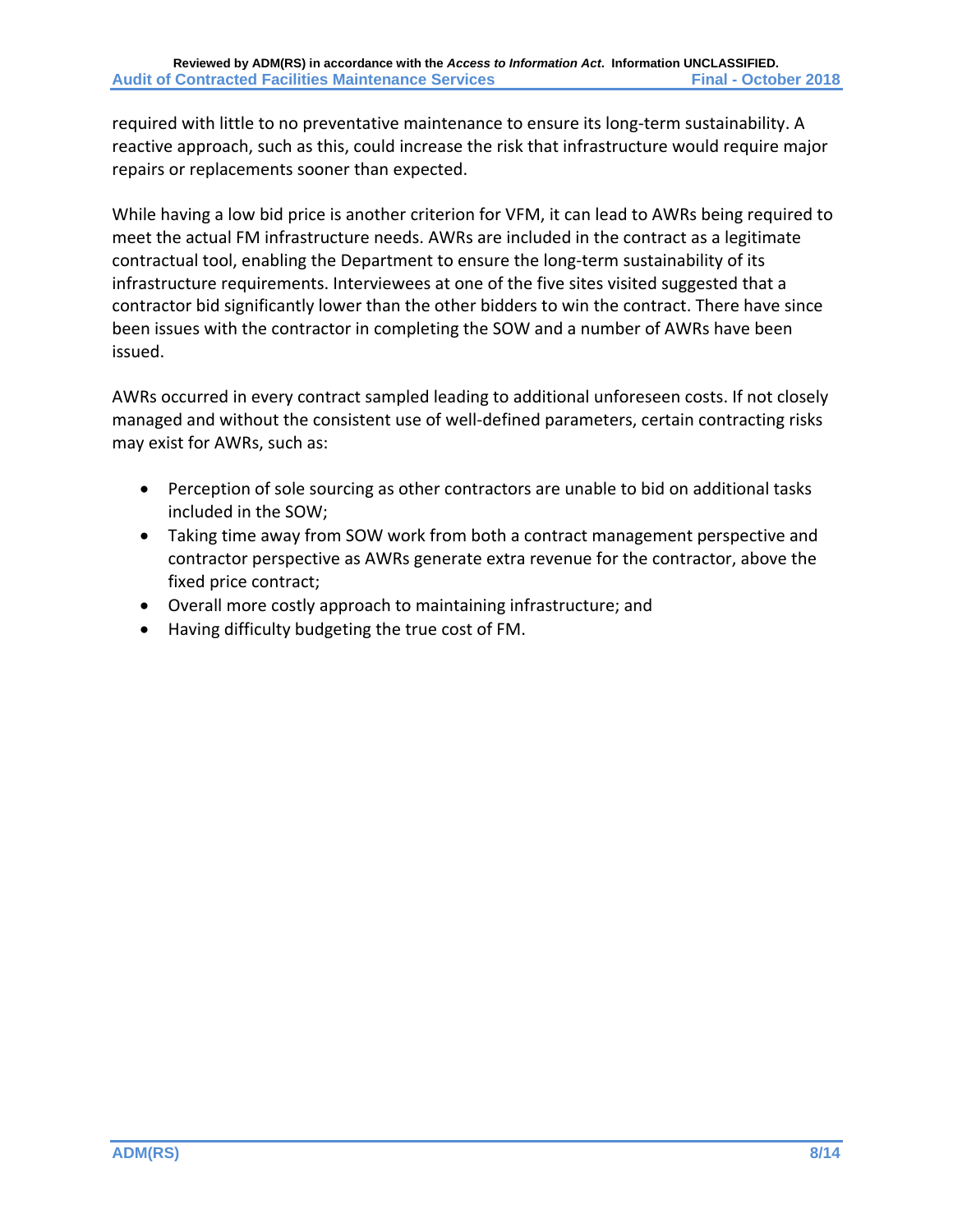required with little to no preventative maintenance to ensure its long-term sustainability. A reactive approach, such as this, could increase the risk that infrastructure would require major repairs or replacements sooner than expected.

While having a low bid price is another criterion for VFM, it can lead to AWRs being required to meet the actual FM infrastructure needs. AWRs are included in the contract as a legitimate contractual tool, enabling the Department to ensure the long-term sustainability of its infrastructure requirements. Interviewees at one of the five sites visited suggested that a contractor bid significantly lower than the other bidders to win the contract. There have since been issues with the contractor in completing the SOW and a number of AWRs have been issued.

AWRs occurred in every contract sampled leading to additional unforeseen costs. If not closely managed and without the consistent use of well-defined parameters, certain contracting risks may exist for AWRs, such as:

- Perception of sole sourcing as other contractors are unable to bid on additional tasks included in the SOW;
- Taking time away from SOW work from both a contract management perspective and contractor perspective as AWRs generate extra revenue for the contractor, above the fixed price contract;
- Overall more costly approach to maintaining infrastructure; and
- Having difficulty budgeting the true cost of FM.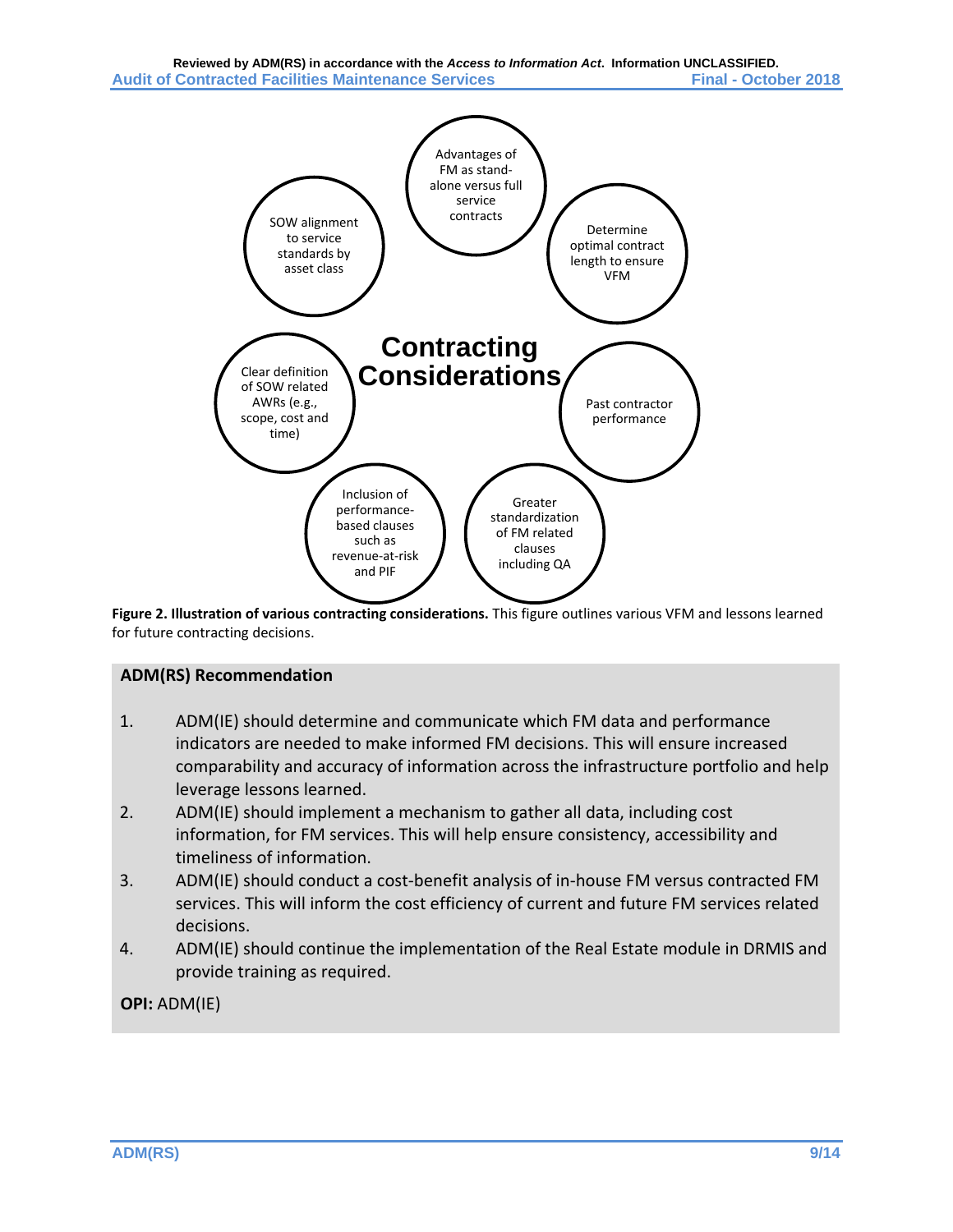**Contracting Considerations**

- Advantages of FM as stand-alone versus full service contracts
- Determine optimal contract length to ensure VFM
- Past contractor performance
- Greater standardization of FM related clauses including QA
- Inclusion of performance-based clauses such as revenue-at-risk and PIF
- Clear definition of SOW related AWRs (e.g., scope, cost and time)
- SOW alignment to service standards by asset class

**Figure 2. Illustration of various contracting considerations.** This figure outlines various VFM and lessons learned for future contracting decisions.

### ADM(RS) Recommendation

1. ADM(IE) should determine and communicate which FM data and performance indicators are needed to make informed FM decisions. This will ensure increased comparability and accuracy of information across the infrastructure portfolio and help leverage lessons learned.
2. ADM(IE) should implement a mechanism to gather all data, including cost information, for FM services. This will help ensure consistency, accessibility and timeliness of information.
3. ADM(IE) should conduct a cost-benefit analysis of in-house FM versus contracted FM services. This will inform the cost efficiency of current and future FM services related decisions.
4. ADM(IE) should continue the implementation of the Real Estate module in DRMIS and provide training as required.

**OPI:** ADM(IE)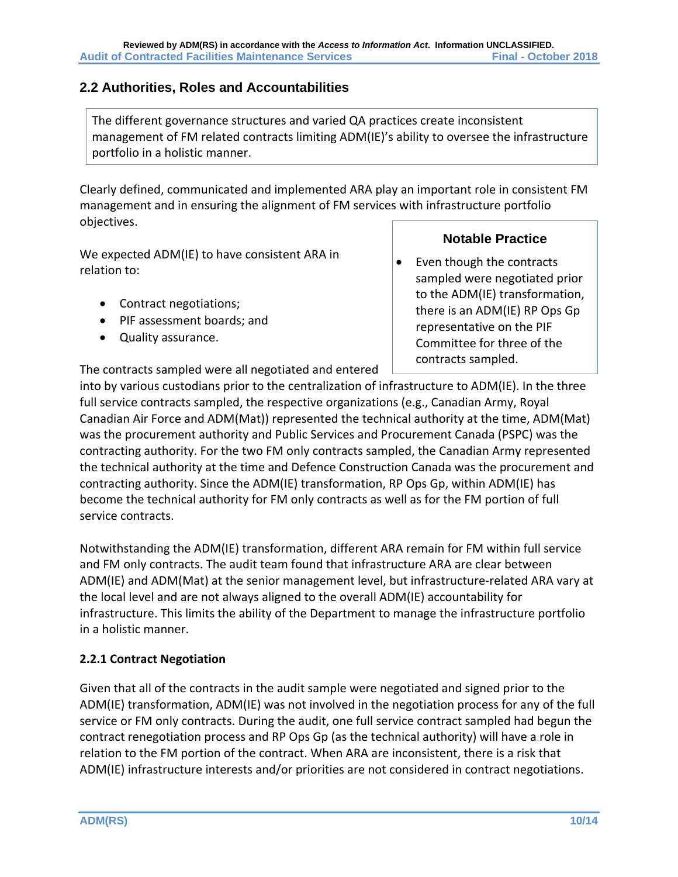## 2.2 Authorities, Roles and Accountabilities

> The different governance structures and varied QA practices create inconsistent management of FM related contracts limiting ADM(IE)'s ability to oversee the infrastructure portfolio in a holistic manner.

Clearly defined, communicated and implemented ARA play an important role in consistent FM management and in ensuring the alignment of FM services with infrastructure portfolio objectives.

We expected ADM(IE) to have consistent ARA in relation to:

- Contract negotiations;
- PIF assessment boards; and
- Quality assurance.

> **Notable Practice**
>
> - Even though the contracts sampled were negotiated prior to the ADM(IE) transformation, there is an ADM(IE) RP Ops Gp representative on the PIF Committee for three of the contracts sampled.

The contracts sampled were all negotiated and entered into by various custodians prior to the centralization of infrastructure to ADM(IE). In the three full service contracts sampled, the respective organizations (e.g., Canadian Army, Royal Canadian Air Force and ADM(Mat)) represented the technical authority at the time, ADM(Mat) was the procurement authority and Public Services and Procurement Canada (PSPC) was the contracting authority. For the two FM only contracts sampled, the Canadian Army represented the technical authority at the time and Defence Construction Canada was the procurement and contracting authority. Since the ADM(IE) transformation, RP Ops Gp, within ADM(IE) has become the technical authority for FM only contracts as well as for the FM portion of full service contracts.

Notwithstanding the ADM(IE) transformation, different ARA remain for FM within full service and FM only contracts. The audit team found that infrastructure ARA are clear between ADM(IE) and ADM(Mat) at the senior management level, but infrastructure-related ARA vary at the local level and are not always aligned to the overall ADM(IE) accountability for infrastructure. This limits the ability of the Department to manage the infrastructure portfolio in a holistic manner.

### 2.2.1 Contract Negotiation

Given that all of the contracts in the audit sample were negotiated and signed prior to the ADM(IE) transformation, ADM(IE) was not involved in the negotiation process for any of the full service or FM only contracts. During the audit, one full service contract sampled had begun the contract renegotiation process and RP Ops Gp (as the technical authority) will have a role in relation to the FM portion of the contract. When ARA are inconsistent, there is a risk that ADM(IE) infrastructure interests and/or priorities are not considered in contract negotiations.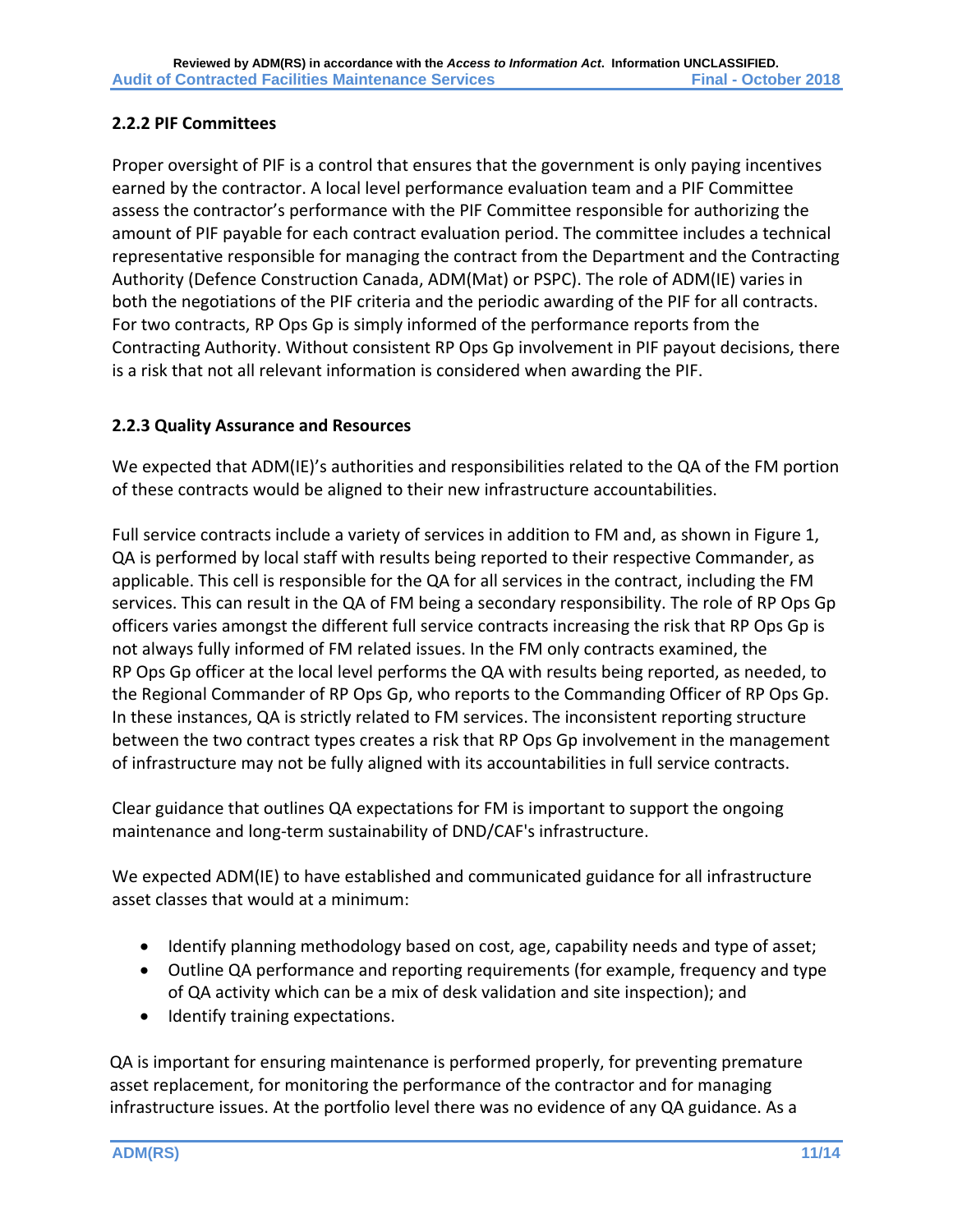### 2.2.2 PIF Committees

Proper oversight of PIF is a control that ensures that the government is only paying incentives earned by the contractor. A local level performance evaluation team and a PIF Committee assess the contractor's performance with the PIF Committee responsible for authorizing the amount of PIF payable for each contract evaluation period. The committee includes a technical representative responsible for managing the contract from the Department and the Contracting Authority (Defence Construction Canada, ADM(Mat) or PSPC). The role of ADM(IE) varies in both the negotiations of the PIF criteria and the periodic awarding of the PIF for all contracts. For two contracts, RP Ops Gp is simply informed of the performance reports from the Contracting Authority. Without consistent RP Ops Gp involvement in PIF payout decisions, there is a risk that not all relevant information is considered when awarding the PIF.

### 2.2.3 Quality Assurance and Resources

We expected that ADM(IE)'s authorities and responsibilities related to the QA of the FM portion of these contracts would be aligned to their new infrastructure accountabilities.

Full service contracts include a variety of services in addition to FM and, as shown in Figure 1, QA is performed by local staff with results being reported to their respective Commander, as applicable. This cell is responsible for the QA for all services in the contract, including the FM services. This can result in the QA of FM being a secondary responsibility. The role of RP Ops Gp officers varies amongst the different full service contracts increasing the risk that RP Ops Gp is not always fully informed of FM related issues. In the FM only contracts examined, the RP Ops Gp officer at the local level performs the QA with results being reported, as needed, to the Regional Commander of RP Ops Gp, who reports to the Commanding Officer of RP Ops Gp. In these instances, QA is strictly related to FM services. The inconsistent reporting structure between the two contract types creates a risk that RP Ops Gp involvement in the management of infrastructure may not be fully aligned with its accountabilities in full service contracts.

Clear guidance that outlines QA expectations for FM is important to support the ongoing maintenance and long-term sustainability of DND/CAF's infrastructure.

We expected ADM(IE) to have established and communicated guidance for all infrastructure asset classes that would at a minimum:

- Identify planning methodology based on cost, age, capability needs and type of asset;
- Outline QA performance and reporting requirements (for example, frequency and type of QA activity which can be a mix of desk validation and site inspection); and
- Identify training expectations.

QA is important for ensuring maintenance is performed properly, for preventing premature asset replacement, for monitoring the performance of the contractor and for managing infrastructure issues. At the portfolio level there was no evidence of any QA guidance. As a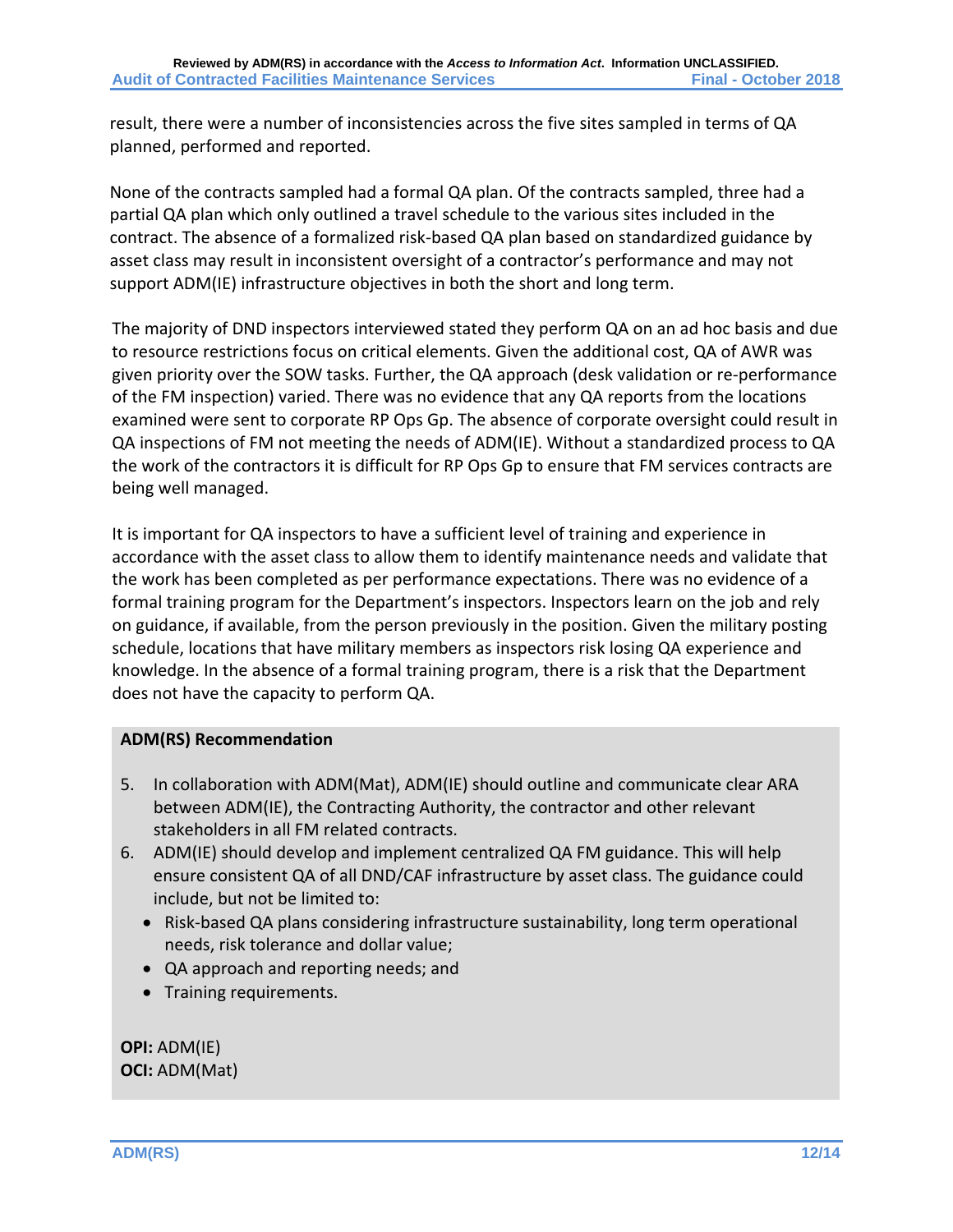result, there were a number of inconsistencies across the five sites sampled in terms of QA planned, performed and reported.

None of the contracts sampled had a formal QA plan. Of the contracts sampled, three had a partial QA plan which only outlined a travel schedule to the various sites included in the contract. The absence of a formalized risk-based QA plan based on standardized guidance by asset class may result in inconsistent oversight of a contractor's performance and may not support ADM(IE) infrastructure objectives in both the short and long term.

The majority of DND inspectors interviewed stated they perform QA on an ad hoc basis and due to resource restrictions focus on critical elements. Given the additional cost, QA of AWR was given priority over the SOW tasks. Further, the QA approach (desk validation or re-performance of the FM inspection) varied. There was no evidence that any QA reports from the locations examined were sent to corporate RP Ops Gp. The absence of corporate oversight could result in QA inspections of FM not meeting the needs of ADM(IE). Without a standardized process to QA the work of the contractors it is difficult for RP Ops Gp to ensure that FM services contracts are being well managed.

It is important for QA inspectors to have a sufficient level of training and experience in accordance with the asset class to allow them to identify maintenance needs and validate that the work has been completed as per performance expectations. There was no evidence of a formal training program for the Department's inspectors. Inspectors learn on the job and rely on guidance, if available, from the person previously in the position. Given the military posting schedule, locations that have military members as inspectors risk losing QA experience and knowledge. In the absence of a formal training program, there is a risk that the Department does not have the capacity to perform QA.

**ADM(RS) Recommendation**

5. In collaboration with ADM(Mat), ADM(IE) should outline and communicate clear ARA between ADM(IE), the Contracting Authority, the contractor and other relevant stakeholders in all FM related contracts.
6. ADM(IE) should develop and implement centralized QA FM guidance. This will help ensure consistent QA of all DND/CAF infrastructure by asset class. The guidance could include, but not be limited to:
   - Risk-based QA plans considering infrastructure sustainability, long term operational needs, risk tolerance and dollar value;
   - QA approach and reporting needs; and
   - Training requirements.

**OPI:** ADM(IE)
**OCI:** ADM(Mat)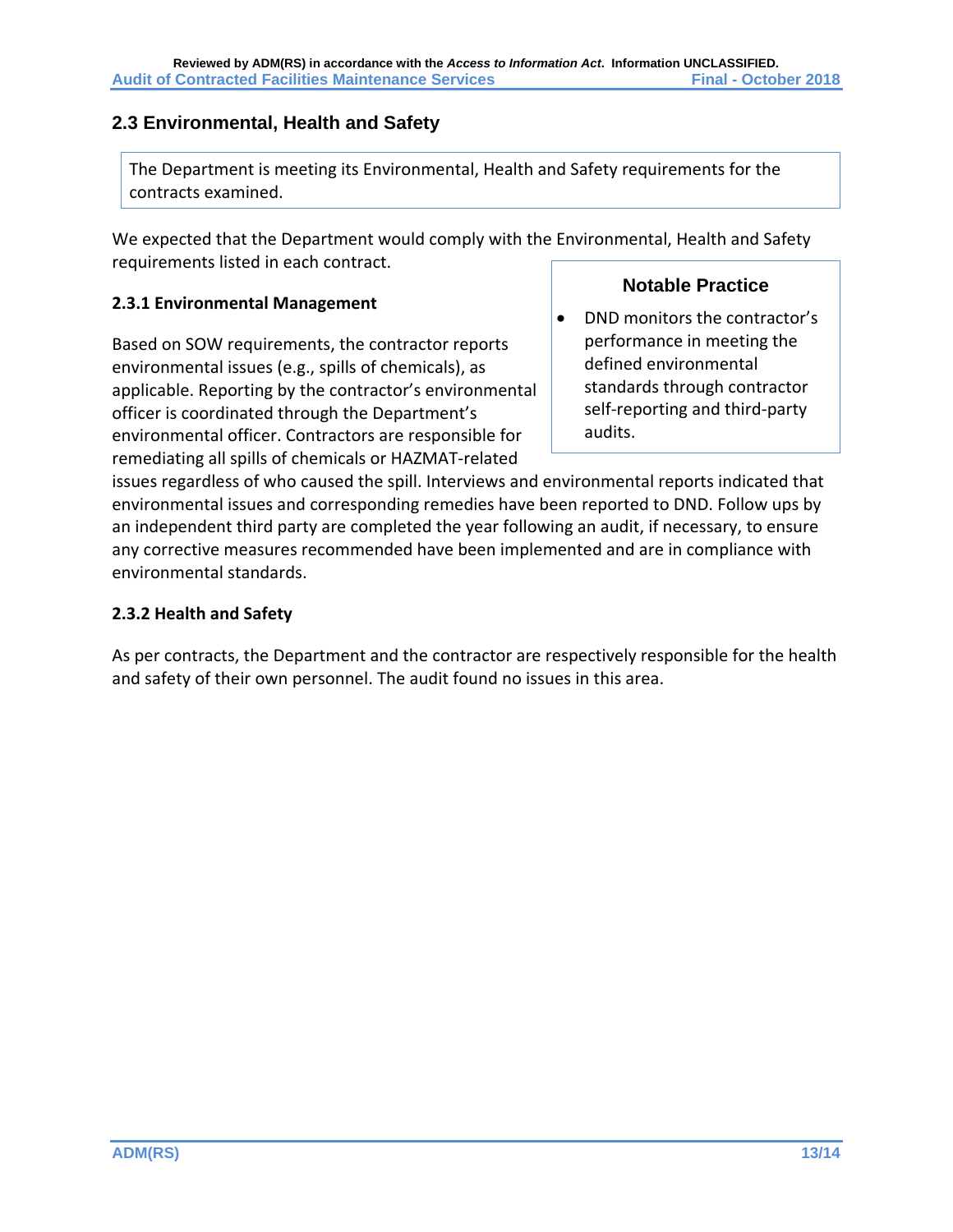## 2.3 Environmental, Health and Safety

The Department is meeting its Environmental, Health and Safety requirements for the contracts examined.

We expected that the Department would comply with the Environmental, Health and Safety requirements listed in each contract.

### 2.3.1 Environmental Management

Based on SOW requirements, the contractor reports environmental issues (e.g., spills of chemicals), as applicable. Reporting by the contractor's environmental officer is coordinated through the Department's environmental officer. Contractors are responsible for remediating all spills of chemicals or HAZMAT-related issues regardless of who caused the spill. Interviews and environmental reports indicated that environmental issues and corresponding remedies have been reported to DND. Follow ups by an independent third party are completed the year following an audit, if necessary, to ensure any corrective measures recommended have been implemented and are in compliance with environmental standards.

**Notable Practice**

- DND monitors the contractor's performance in meeting the defined environmental standards through contractor self-reporting and third-party audits.

### 2.3.2 Health and Safety

As per contracts, the Department and the contractor are respectively responsible for the health and safety of their own personnel. The audit found no issues in this area.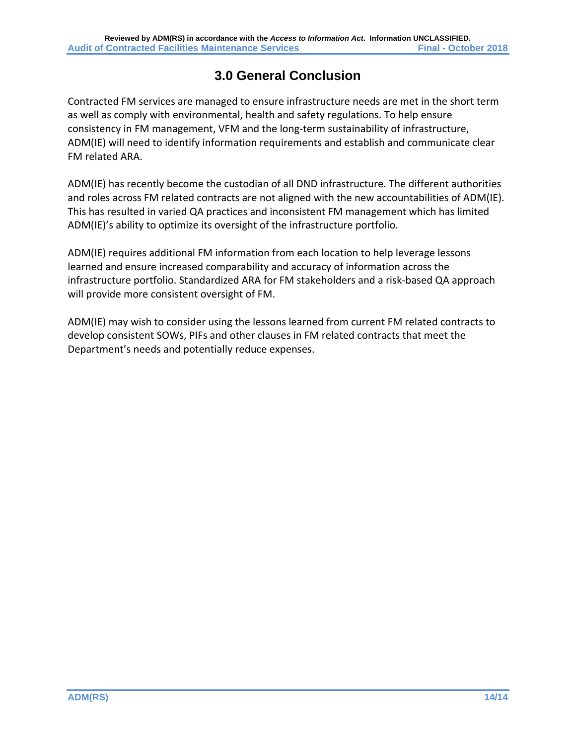# 3.0 General Conclusion

Contracted FM services are managed to ensure infrastructure needs are met in the short term as well as comply with environmental, health and safety regulations. To help ensure consistency in FM management, VFM and the long-term sustainability of infrastructure, ADM(IE) will need to identify information requirements and establish and communicate clear FM related ARA.

ADM(IE) has recently become the custodian of all DND infrastructure. The different authorities and roles across FM related contracts are not aligned with the new accountabilities of ADM(IE). This has resulted in varied QA practices and inconsistent FM management which has limited ADM(IE)'s ability to optimize its oversight of the infrastructure portfolio.

ADM(IE) requires additional FM information from each location to help leverage lessons learned and ensure increased comparability and accuracy of information across the infrastructure portfolio. Standardized ARA for FM stakeholders and a risk-based QA approach will provide more consistent oversight of FM.

ADM(IE) may wish to consider using the lessons learned from current FM related contracts to develop consistent SOWs, PIFs and other clauses in FM related contracts that meet the Department's needs and potentially reduce expenses.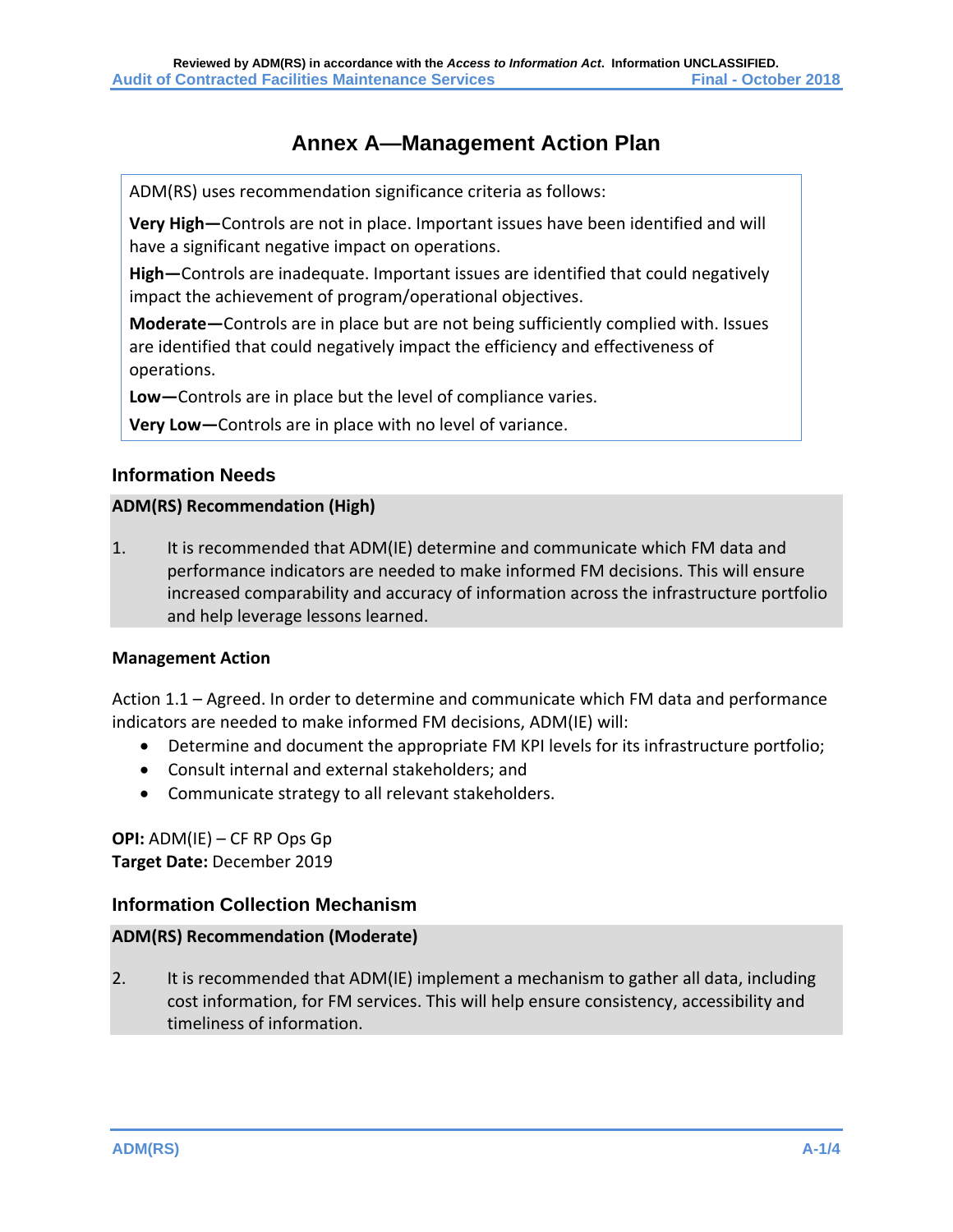# Annex A—Management Action Plan

ADM(RS) uses recommendation significance criteria as follows:

**Very High—**Controls are not in place. Important issues have been identified and will have a significant negative impact on operations.

**High—**Controls are inadequate. Important issues are identified that could negatively impact the achievement of program/operational objectives.

**Moderate—**Controls are in place but are not being sufficiently complied with. Issues are identified that could negatively impact the efficiency and effectiveness of operations.

**Low—**Controls are in place but the level of compliance varies.

**Very Low—**Controls are in place with no level of variance.

## Information Needs

**ADM(RS) Recommendation (High)**

1. It is recommended that ADM(IE) determine and communicate which FM data and performance indicators are needed to make informed FM decisions. This will ensure increased comparability and accuracy of information across the infrastructure portfolio and help leverage lessons learned.

**Management Action**

Action 1.1 – Agreed. In order to determine and communicate which FM data and performance indicators are needed to make informed FM decisions, ADM(IE) will:

- Determine and document the appropriate FM KPI levels for its infrastructure portfolio;
- Consult internal and external stakeholders; and
- Communicate strategy to all relevant stakeholders.

**OPI:** ADM(IE) – CF RP Ops Gp
**Target Date:** December 2019

## Information Collection Mechanism

**ADM(RS) Recommendation (Moderate)**

2. It is recommended that ADM(IE) implement a mechanism to gather all data, including cost information, for FM services. This will help ensure consistency, accessibility and timeliness of information.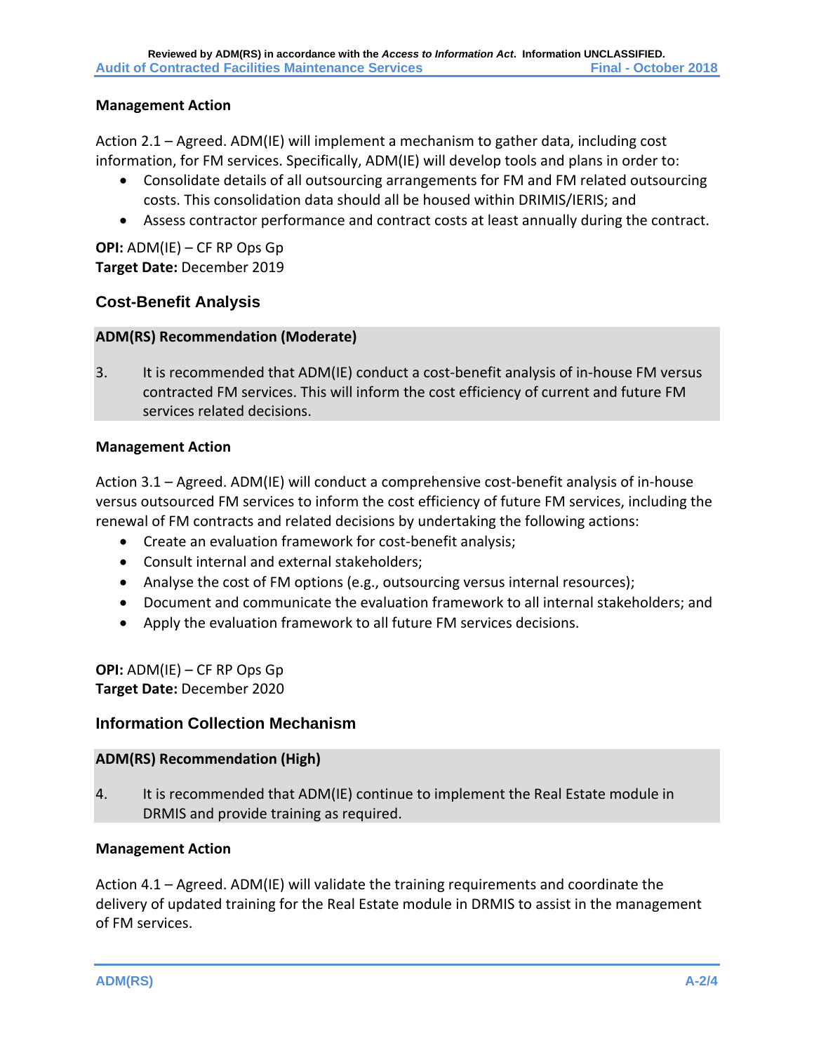**Management Action**

Action 2.1 – Agreed. ADM(IE) will implement a mechanism to gather data, including cost information, for FM services. Specifically, ADM(IE) will develop tools and plans in order to:

- Consolidate details of all outsourcing arrangements for FM and FM related outsourcing costs. This consolidation data should all be housed within DRIMIS/IERIS; and
- Assess contractor performance and contract costs at least annually during the contract.

**OPI:** ADM(IE) – CF RP Ops Gp
**Target Date:** December 2019

## Cost-Benefit Analysis

**ADM(RS) Recommendation (Moderate)**

3. It is recommended that ADM(IE) conduct a cost-benefit analysis of in-house FM versus contracted FM services. This will inform the cost efficiency of current and future FM services related decisions.

**Management Action**

Action 3.1 – Agreed. ADM(IE) will conduct a comprehensive cost-benefit analysis of in-house versus outsourced FM services to inform the cost efficiency of future FM services, including the renewal of FM contracts and related decisions by undertaking the following actions:

- Create an evaluation framework for cost-benefit analysis;
- Consult internal and external stakeholders;
- Analyse the cost of FM options (e.g., outsourcing versus internal resources);
- Document and communicate the evaluation framework to all internal stakeholders; and
- Apply the evaluation framework to all future FM services decisions.

**OPI:** ADM(IE) – CF RP Ops Gp
**Target Date:** December 2020

## Information Collection Mechanism

**ADM(RS) Recommendation (High)**

4. It is recommended that ADM(IE) continue to implement the Real Estate module in DRMIS and provide training as required.

**Management Action**

Action 4.1 – Agreed. ADM(IE) will validate the training requirements and coordinate the delivery of updated training for the Real Estate module in DRMIS to assist in the management of FM services.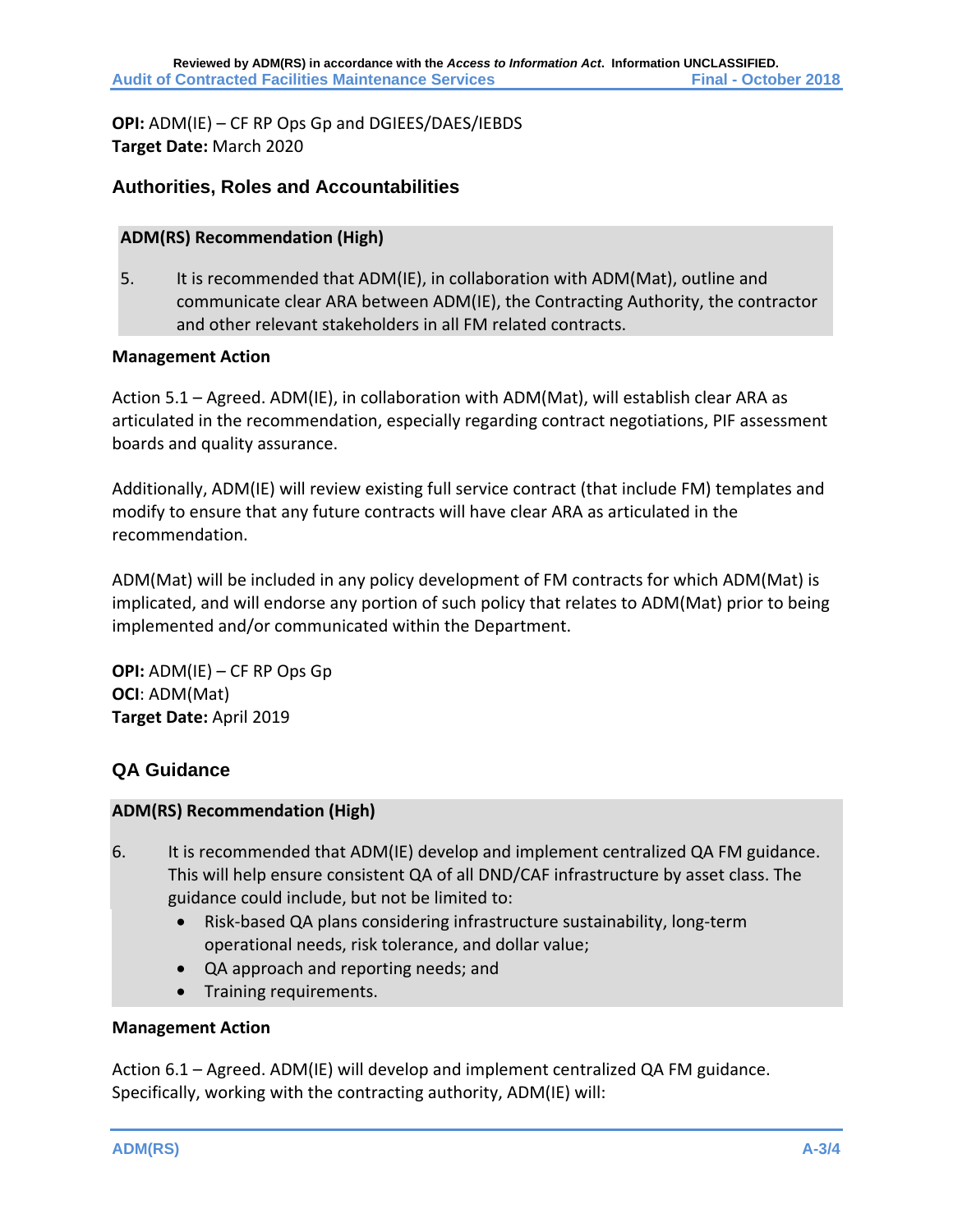**OPI:** ADM(IE) – CF RP Ops Gp and DGIEES/DAES/IEBDS
**Target Date:** March 2020

### Authorities, Roles and Accountabilities

**ADM(RS) Recommendation (High)**

5. It is recommended that ADM(IE), in collaboration with ADM(Mat), outline and communicate clear ARA between ADM(IE), the Contracting Authority, the contractor and other relevant stakeholders in all FM related contracts.

**Management Action**

Action 5.1 – Agreed. ADM(IE), in collaboration with ADM(Mat), will establish clear ARA as articulated in the recommendation, especially regarding contract negotiations, PIF assessment boards and quality assurance.

Additionally, ADM(IE) will review existing full service contract (that include FM) templates and modify to ensure that any future contracts will have clear ARA as articulated in the recommendation.

ADM(Mat) will be included in any policy development of FM contracts for which ADM(Mat) is implicated, and will endorse any portion of such policy that relates to ADM(Mat) prior to being implemented and/or communicated within the Department.

**OPI:** ADM(IE) – CF RP Ops Gp
**OCI**: ADM(Mat)
**Target Date:** April 2019

### QA Guidance

**ADM(RS) Recommendation (High)**

6. It is recommended that ADM(IE) develop and implement centralized QA FM guidance. This will help ensure consistent QA of all DND/CAF infrastructure by asset class. The guidance could include, but not be limited to:
   - Risk-based QA plans considering infrastructure sustainability, long-term operational needs, risk tolerance, and dollar value;
   - QA approach and reporting needs; and
   - Training requirements.

**Management Action**

Action 6.1 – Agreed. ADM(IE) will develop and implement centralized QA FM guidance. Specifically, working with the contracting authority, ADM(IE) will: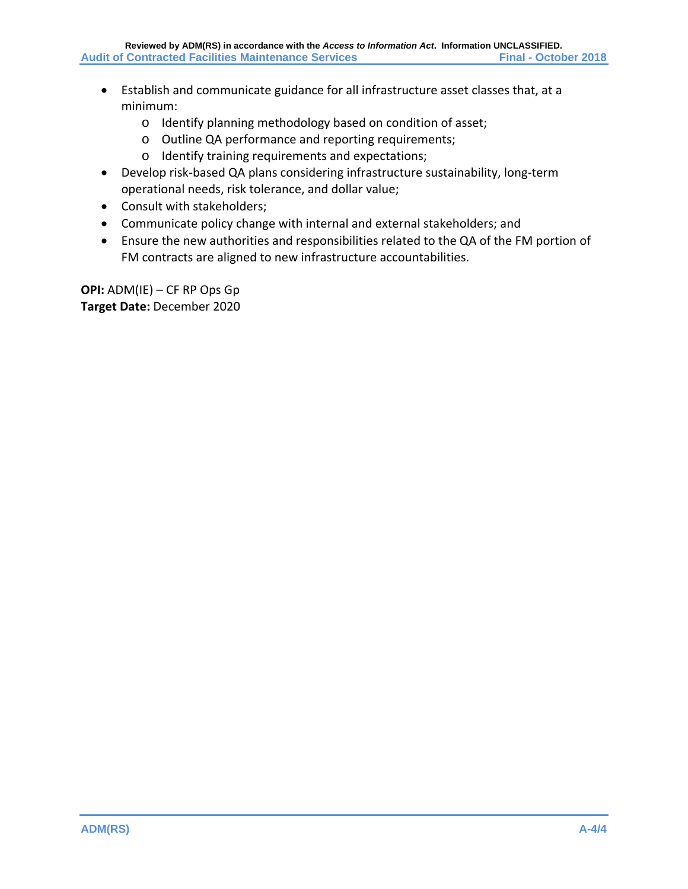- Establish and communicate guidance for all infrastructure asset classes that, at a minimum:
    - Identify planning methodology based on condition of asset;
    - Outline QA performance and reporting requirements;
    - Identify training requirements and expectations;
- Develop risk-based QA plans considering infrastructure sustainability, long-term operational needs, risk tolerance, and dollar value;
- Consult with stakeholders;
- Communicate policy change with internal and external stakeholders; and
- Ensure the new authorities and responsibilities related to the QA of the FM portion of FM contracts are aligned to new infrastructure accountabilities.

**OPI:** ADM(IE) – CF RP Ops Gp
**Target Date:** December 2020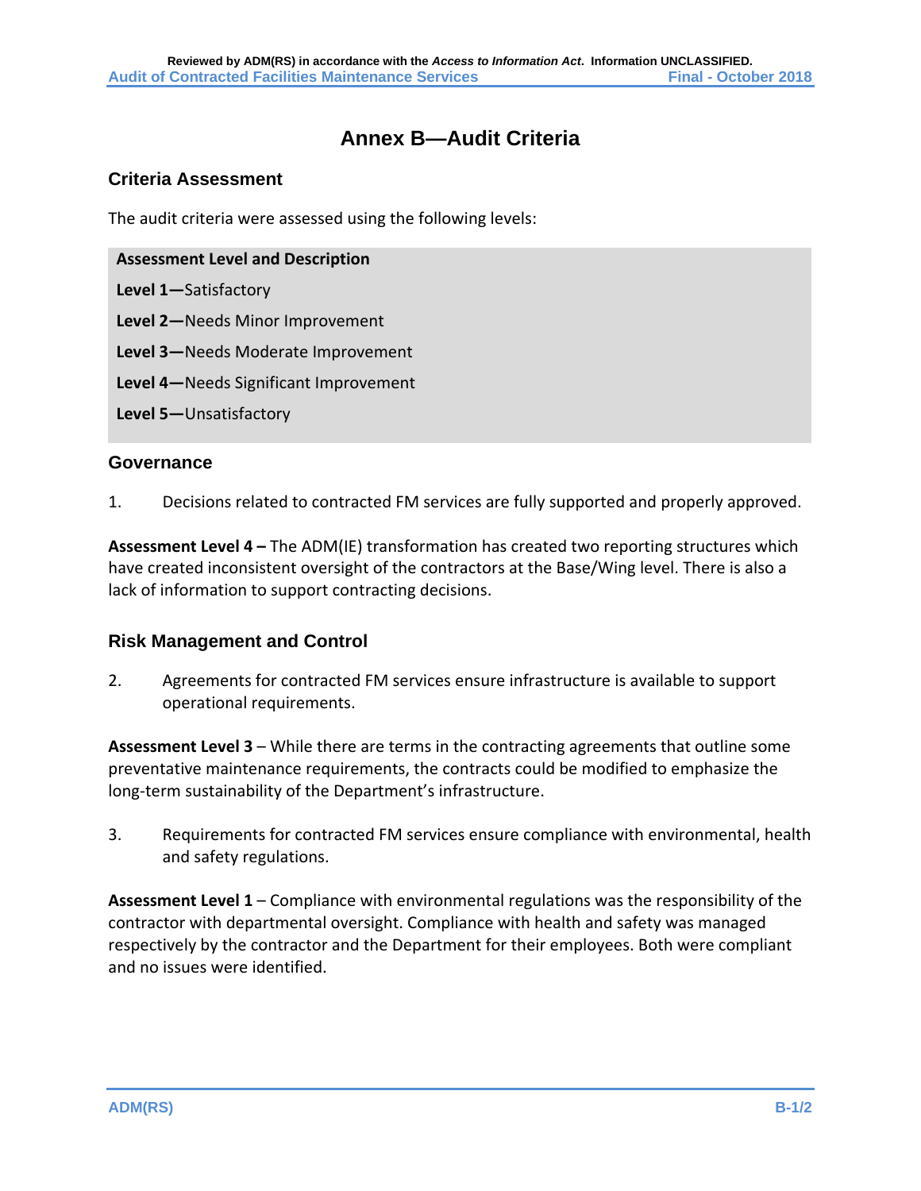# Annex B—Audit Criteria

## Criteria Assessment

The audit criteria were assessed using the following levels:

| Assessment Level and Description |
|---|
| **Level 1—**Satisfactory |
| **Level 2—**Needs Minor Improvement |
| **Level 3—**Needs Moderate Improvement |
| **Level 4—**Needs Significant Improvement |
| **Level 5—**Unsatisfactory |

## Governance

1. Decisions related to contracted FM services are fully supported and properly approved.

**Assessment Level 4 –** The ADM(IE) transformation has created two reporting structures which have created inconsistent oversight of the contractors at the Base/Wing level. There is also a lack of information to support contracting decisions.

## Risk Management and Control

2. Agreements for contracted FM services ensure infrastructure is available to support operational requirements.

**Assessment Level 3** – While there are terms in the contracting agreements that outline some preventative maintenance requirements, the contracts could be modified to emphasize the long-term sustainability of the Department's infrastructure.

3. Requirements for contracted FM services ensure compliance with environmental, health and safety regulations.

**Assessment Level 1** – Compliance with environmental regulations was the responsibility of the contractor with departmental oversight. Compliance with health and safety was managed respectively by the contractor and the Department for their employees. Both were compliant and no issues were identified.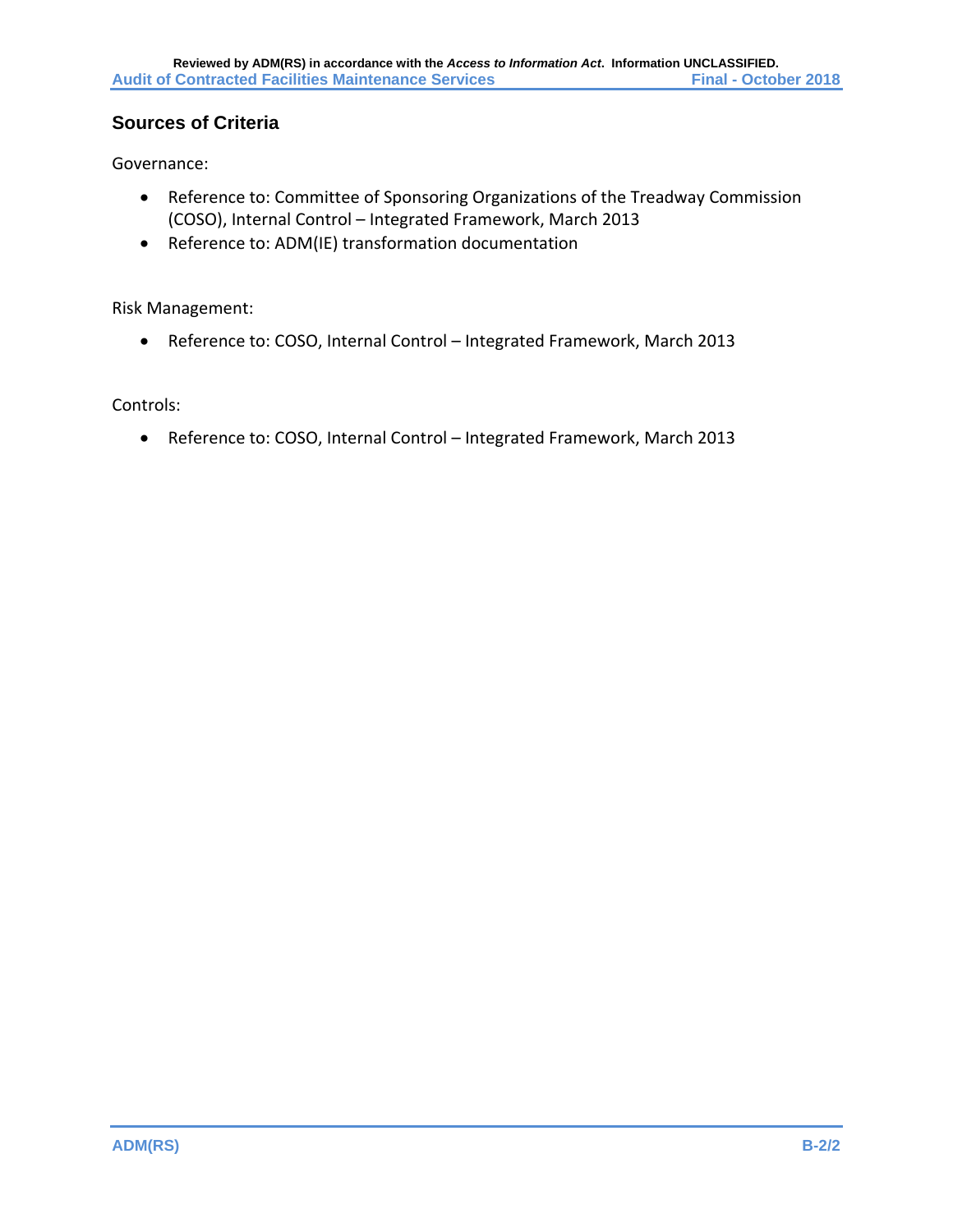## Sources of Criteria

Governance:

- Reference to: Committee of Sponsoring Organizations of the Treadway Commission (COSO), Internal Control – Integrated Framework, March 2013
- Reference to: ADM(IE) transformation documentation

Risk Management:

- Reference to: COSO, Internal Control – Integrated Framework, March 2013

Controls:

- Reference to: COSO, Internal Control – Integrated Framework, March 2013